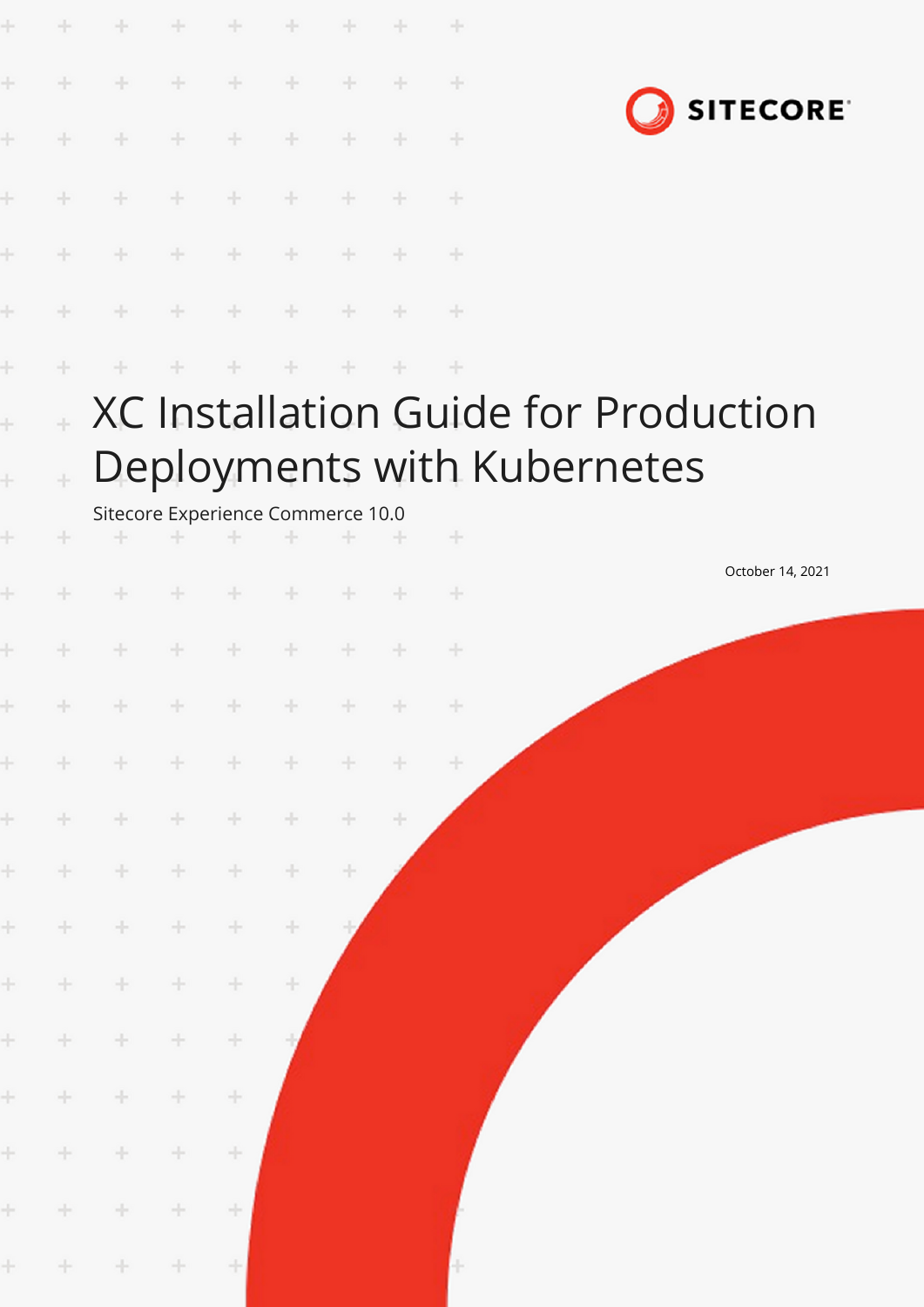SITECORE

# XC Installation Guide for Production Deployments with Kubernetes

Sitecore Experience Commerce 10.0

October 14, 2021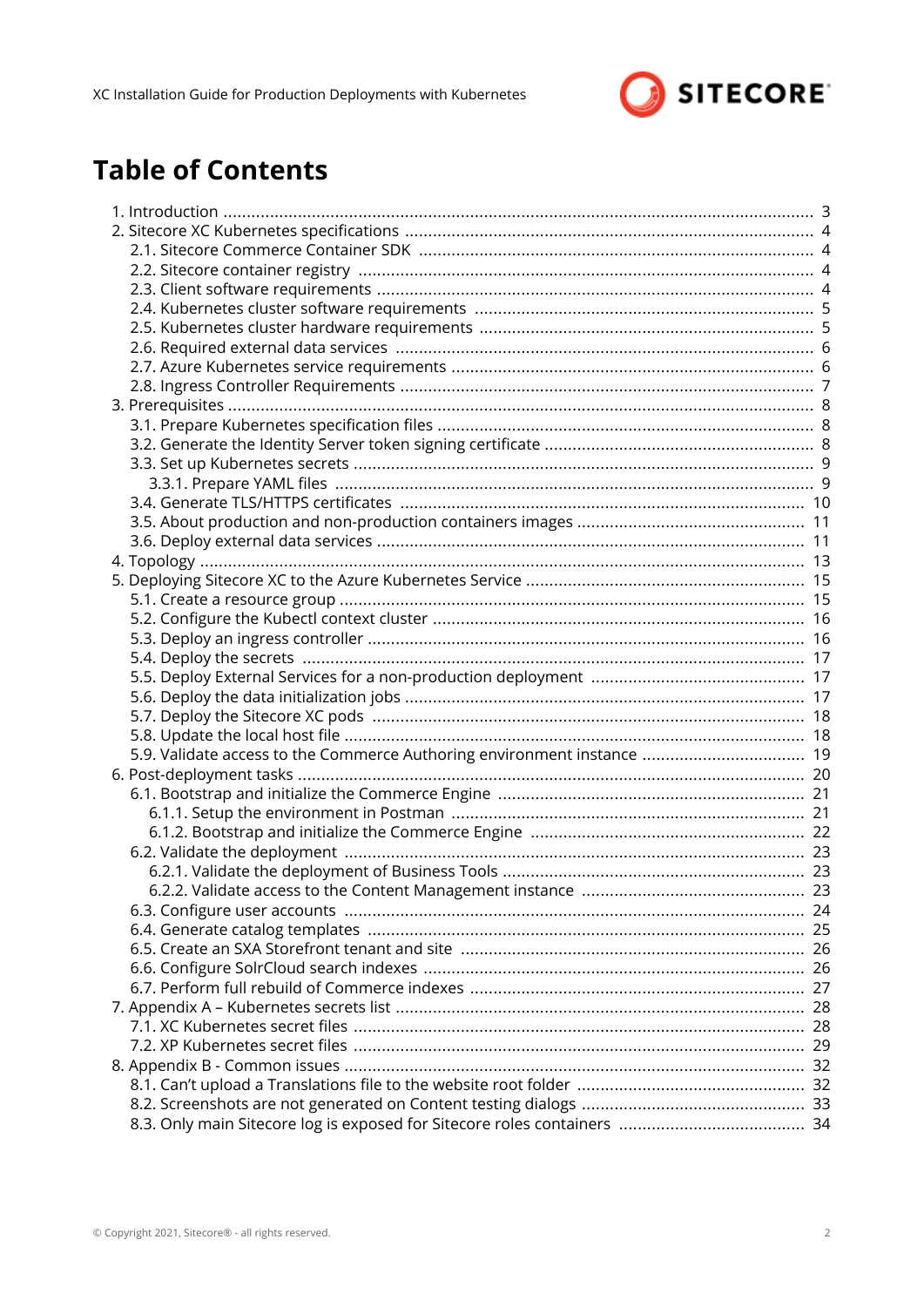# Table of Contents

1. Introduction ..... 3
2. Sitecore XC Kubernetes specifications ..... 4
    2.1. Sitecore Commerce Container SDK ..... 4
    2.2. Sitecore container registry ..... 4
    2.3. Client software requirements ..... 4
    2.4. Kubernetes cluster software requirements ..... 5
    2.5. Kubernetes cluster hardware requirements ..... 5
    2.6. Required external data services ..... 6
    2.7. Azure Kubernetes service requirements ..... 6
    2.8. Ingress Controller Requirements ..... 7
3. Prerequisites ..... 8
    3.1. Prepare Kubernetes specification files ..... 8
    3.2. Generate the Identity Server token signing certificate ..... 8
    3.3. Set up Kubernetes secrets ..... 9
        3.3.1. Prepare YAML files ..... 9
    3.4. Generate TLS/HTTPS certificates ..... 10
    3.5. About production and non-production containers images ..... 11
    3.6. Deploy external data services ..... 11
4. Topology ..... 13
5. Deploying Sitecore XC to the Azure Kubernetes Service ..... 15
    5.1. Create a resource group ..... 15
    5.2. Configure the Kubectl context cluster ..... 16
    5.3. Deploy an ingress controller ..... 16
    5.4. Deploy the secrets ..... 17
    5.5. Deploy External Services for a non-production deployment ..... 17
    5.6. Deploy the data initialization jobs ..... 17
    5.7. Deploy the Sitecore XC pods ..... 18
    5.8. Update the local host file ..... 18
    5.9. Validate access to the Commerce Authoring environment instance ..... 19
6. Post-deployment tasks ..... 20
    6.1. Bootstrap and initialize the Commerce Engine ..... 21
        6.1.1. Setup the environment in Postman ..... 21
        6.1.2. Bootstrap and initialize the Commerce Engine ..... 22
    6.2. Validate the deployment ..... 23
        6.2.1. Validate the deployment of Business Tools ..... 23
        6.2.2. Validate access to the Content Management instance ..... 23
    6.3. Configure user accounts ..... 24
    6.4. Generate catalog templates ..... 25
    6.5. Create an SXA Storefront tenant and site ..... 26
    6.6. Configure SolrCloud search indexes ..... 26
    6.7. Perform full rebuild of Commerce indexes ..... 27
7. Appendix A – Kubernetes secrets list ..... 28
    7.1. XC Kubernetes secret files ..... 28
    7.2. XP Kubernetes secret files ..... 29
8. Appendix B - Common issues ..... 32
    8.1. Can't upload a Translations file to the website root folder ..... 32
    8.2. Screenshots are not generated on Content testing dialogs ..... 33
    8.3. Only main Sitecore log is exposed for Sitecore roles containers ..... 34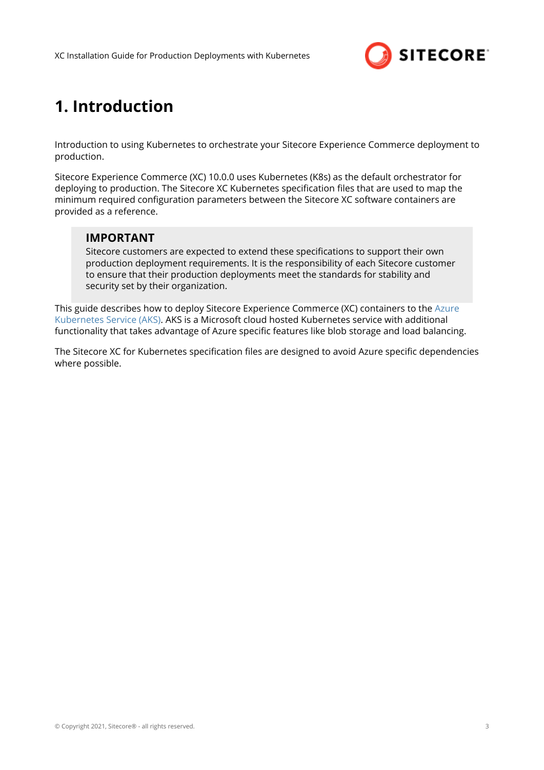# 1. Introduction

Introduction to using Kubernetes to orchestrate your Sitecore Experience Commerce deployment to production.

Sitecore Experience Commerce (XC) 10.0.0 uses Kubernetes (K8s) as the default orchestrator for deploying to production. The Sitecore XC Kubernetes specification files that are used to map the minimum required configuration parameters between the Sitecore XC software containers are provided as a reference.

> **IMPORTANT**
> Sitecore customers are expected to extend these specifications to support their own production deployment requirements. It is the responsibility of each Sitecore customer to ensure that their production deployments meet the standards for stability and security set by their organization.

This guide describes how to deploy Sitecore Experience Commerce (XC) containers to the Azure Kubernetes Service (AKS). AKS is a Microsoft cloud hosted Kubernetes service with additional functionality that takes advantage of Azure specific features like blob storage and load balancing.

The Sitecore XC for Kubernetes specification files are designed to avoid Azure specific dependencies where possible.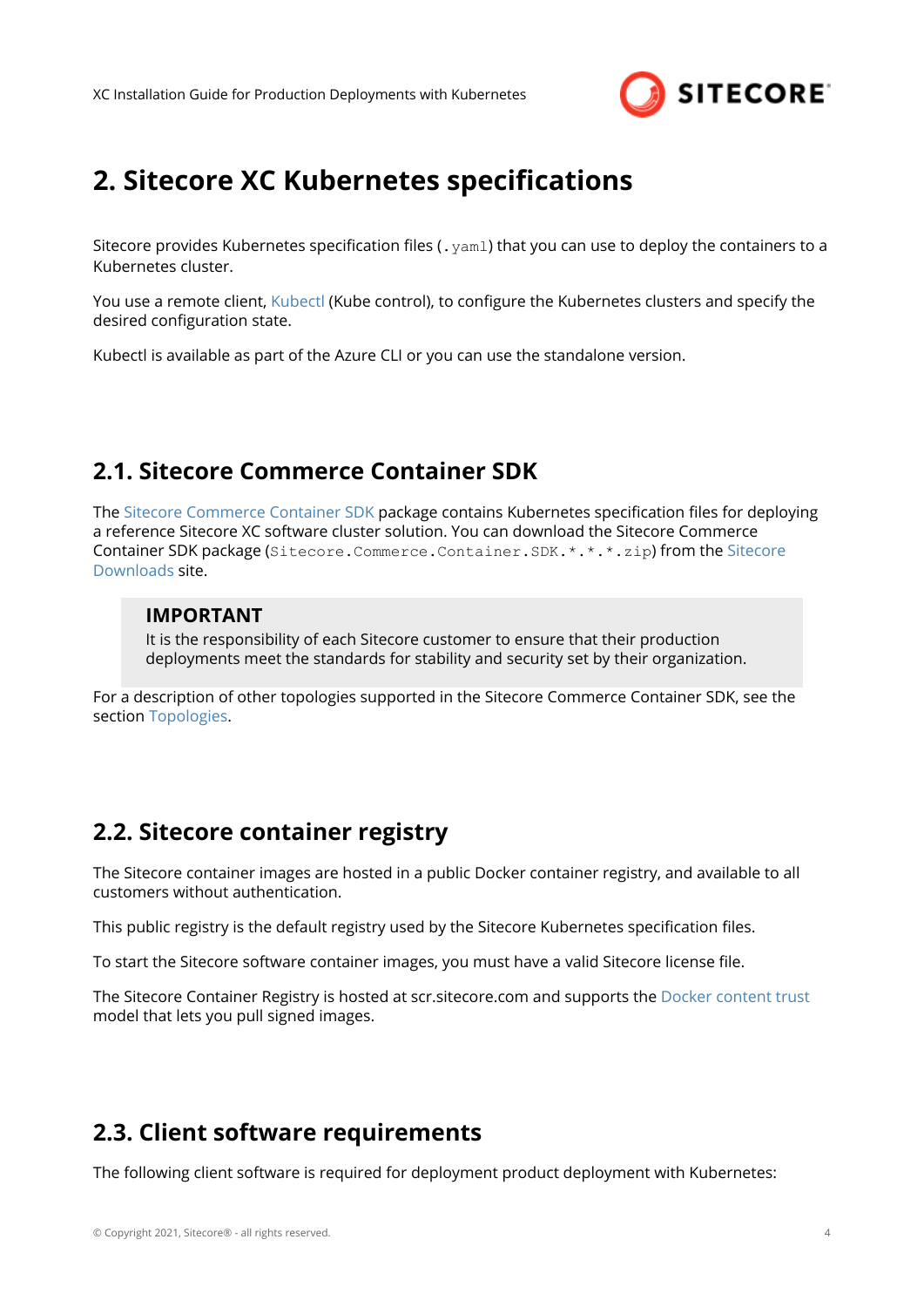# 2. Sitecore XC Kubernetes specifications

Sitecore provides Kubernetes specification files (`.yaml`) that you can use to deploy the containers to a Kubernetes cluster.

You use a remote client, Kubectl (Kube control), to configure the Kubernetes clusters and specify the desired configuration state.

Kubectl is available as part of the Azure CLI or you can use the standalone version.

## 2.1. Sitecore Commerce Container SDK

The Sitecore Commerce Container SDK package contains Kubernetes specification files for deploying a reference Sitecore XC software cluster solution. You can download the Sitecore Commerce Container SDK package (`Sitecore.Commerce.Container.SDK.*.*.*.zip`) from the Sitecore Downloads site.

> **IMPORTANT**
> It is the responsibility of each Sitecore customer to ensure that their production deployments meet the standards for stability and security set by their organization.

For a description of other topologies supported in the Sitecore Commerce Container SDK, see the section Topologies.

## 2.2. Sitecore container registry

The Sitecore container images are hosted in a public Docker container registry, and available to all customers without authentication.

This public registry is the default registry used by the Sitecore Kubernetes specification files.

To start the Sitecore software container images, you must have a valid Sitecore license file.

The Sitecore Container Registry is hosted at scr.sitecore.com and supports the Docker content trust model that lets you pull signed images.

## 2.3. Client software requirements

The following client software is required for deployment product deployment with Kubernetes: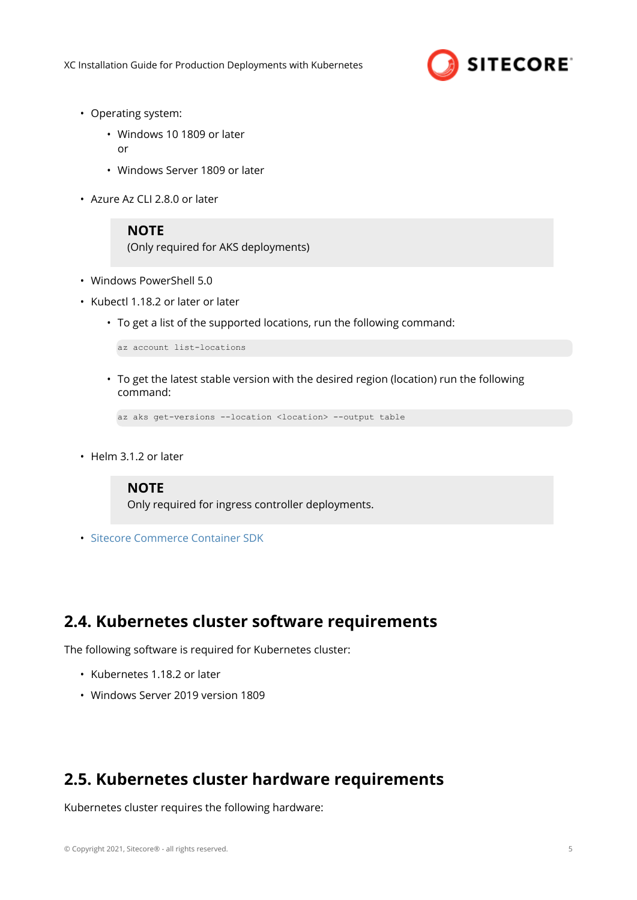- Operating system:
  - Windows 10 1809 or later
    or
  - Windows Server 1809 or later
- Azure Az CLI 2.8.0 or later

> **NOTE**
> (Only required for AKS deployments)

- Windows PowerShell 5.0
- Kubectl 1.18.2 or later or later
  - To get a list of the supported locations, run the following command:

    ```
    az account list-locations
    ```

  - To get the latest stable version with the desired region (location) run the following command:

    ```
    az aks get-versions --location <location> --output table
    ```

- Helm 3.1.2 or later

> **NOTE**
> Only required for ingress controller deployments.

- Sitecore Commerce Container SDK

## 2.4. Kubernetes cluster software requirements

The following software is required for Kubernetes cluster:

- Kubernetes 1.18.2 or later
- Windows Server 2019 version 1809

## 2.5. Kubernetes cluster hardware requirements

Kubernetes cluster requires the following hardware: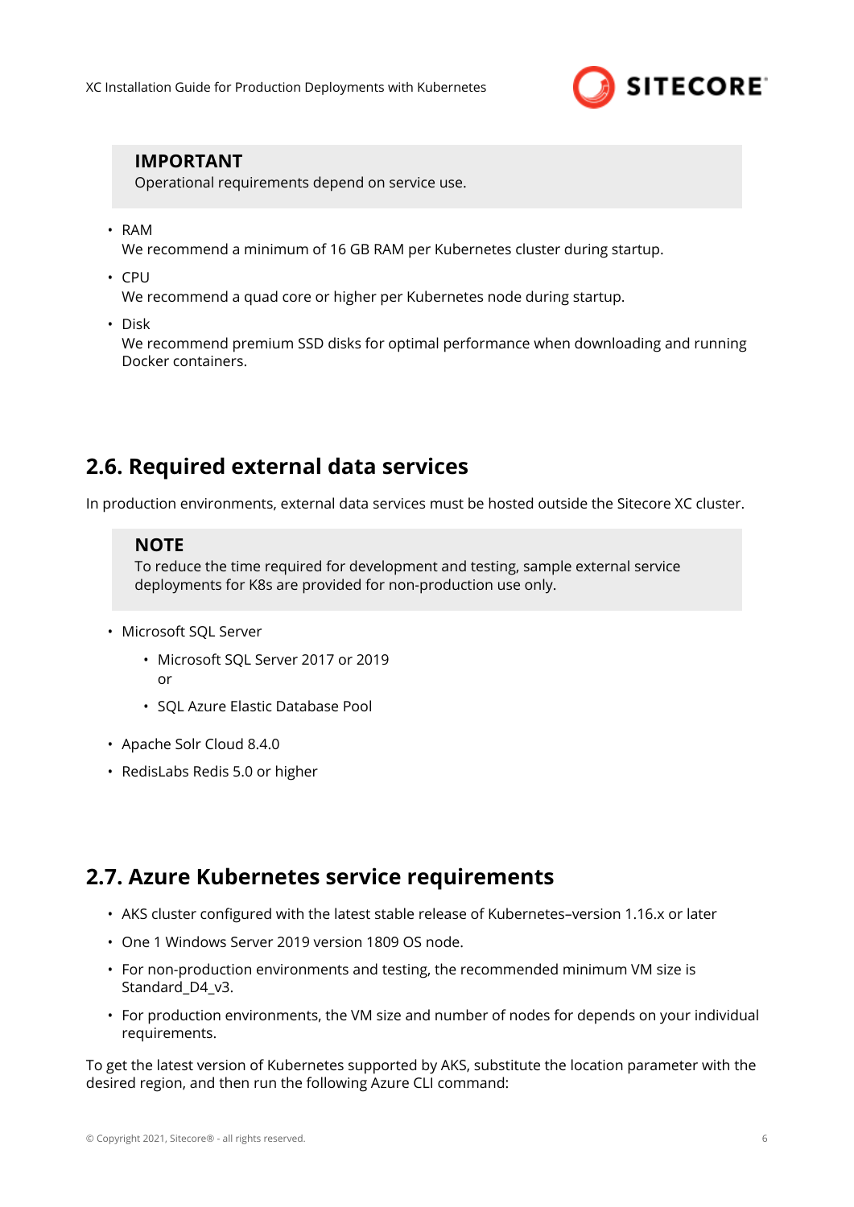> **IMPORTANT**
> Operational requirements depend on service use.

- RAM
  We recommend a minimum of 16 GB RAM per Kubernetes cluster during startup.
- CPU
  We recommend a quad core or higher per Kubernetes node during startup.
- Disk
  We recommend premium SSD disks for optimal performance when downloading and running Docker containers.

## 2.6. Required external data services

In production environments, external data services must be hosted outside the Sitecore XC cluster.

> **NOTE**
> To reduce the time required for development and testing, sample external service deployments for K8s are provided for non-production use only.

- Microsoft SQL Server
  - Microsoft SQL Server 2017 or 2019
    or
  - SQL Azure Elastic Database Pool
- Apache Solr Cloud 8.4.0
- RedisLabs Redis 5.0 or higher

## 2.7. Azure Kubernetes service requirements

- AKS cluster configured with the latest stable release of Kubernetes–version 1.16.x or later
- One 1 Windows Server 2019 version 1809 OS node.
- For non-production environments and testing, the recommended minimum VM size is Standard_D4_v3.
- For production environments, the VM size and number of nodes for depends on your individual requirements.

To get the latest version of Kubernetes supported by AKS, substitute the location parameter with the desired region, and then run the following Azure CLI command: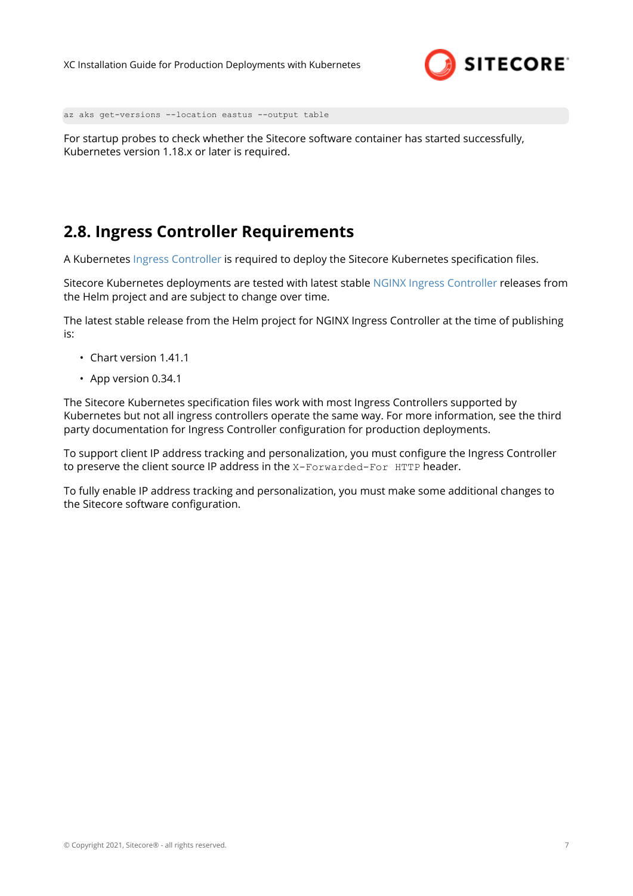```
az aks get-versions --location eastus --output table
```

For startup probes to check whether the Sitecore software container has started successfully, Kubernetes version 1.18.x or later is required.

## 2.8. Ingress Controller Requirements

A Kubernetes Ingress Controller is required to deploy the Sitecore Kubernetes specification files.

Sitecore Kubernetes deployments are tested with latest stable NGINX Ingress Controller releases from the Helm project and are subject to change over time.

The latest stable release from the Helm project for NGINX Ingress Controller at the time of publishing is:

- Chart version 1.41.1
- App version 0.34.1

The Sitecore Kubernetes specification files work with most Ingress Controllers supported by Kubernetes but not all ingress controllers operate the same way. For more information, see the third party documentation for Ingress Controller configuration for production deployments.

To support client IP address tracking and personalization, you must configure the Ingress Controller to preserve the client source IP address in the `X-Forwarded-For HTTP` header.

To fully enable IP address tracking and personalization, you must make some additional changes to the Sitecore software configuration.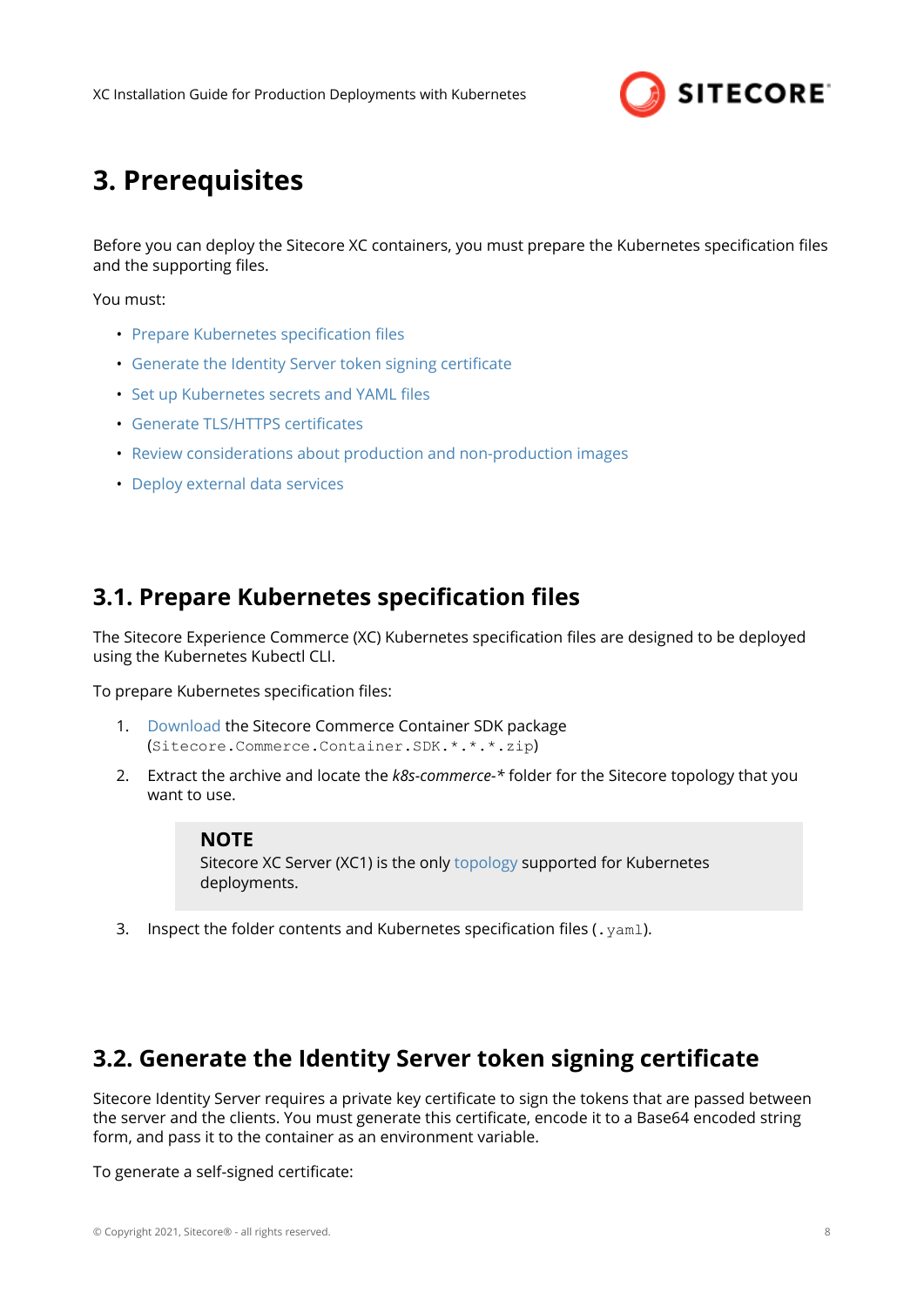# 3. Prerequisites

Before you can deploy the Sitecore XC containers, you must prepare the Kubernetes specification files and the supporting files.

You must:

- Prepare Kubernetes specification files
- Generate the Identity Server token signing certificate
- Set up Kubernetes secrets and YAML files
- Generate TLS/HTTPS certificates
- Review considerations about production and non-production images
- Deploy external data services

## 3.1. Prepare Kubernetes specification files

The Sitecore Experience Commerce (XC) Kubernetes specification files are designed to be deployed using the Kubernetes Kubectl CLI.

To prepare Kubernetes specification files:

1. Download the Sitecore Commerce Container SDK package (`Sitecore.Commerce.Container.SDK.*.*.*.zip`)
2. Extract the archive and locate the *k8s-commerce-** folder for the Sitecore topology that you want to use.

   > **NOTE**
   > Sitecore XC Server (XC1) is the only topology supported for Kubernetes deployments.

3. Inspect the folder contents and Kubernetes specification files (`.yaml`).

## 3.2. Generate the Identity Server token signing certificate

Sitecore Identity Server requires a private key certificate to sign the tokens that are passed between the server and the clients. You must generate this certificate, encode it to a Base64 encoded string form, and pass it to the container as an environment variable.

To generate a self-signed certificate: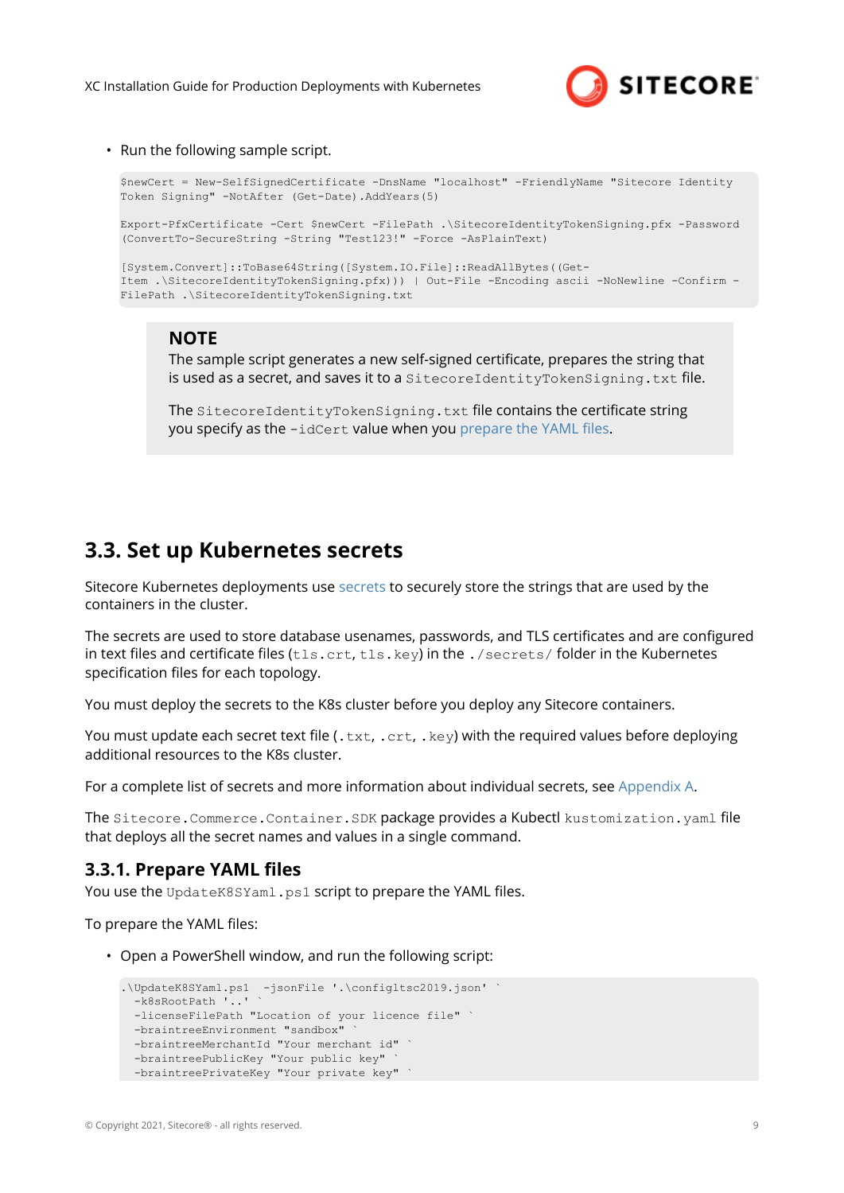- Run the following sample script.

```
$newCert = New-SelfSignedCertificate -DnsName "localhost" -FriendlyName "Sitecore Identity
Token Signing" -NotAfter (Get-Date).AddYears(5)

Export-PfxCertificate -Cert $newCert -FilePath .\SitecoreIdentityTokenSigning.pfx -Password
(ConvertTo-SecureString -String "Test123!" -Force -AsPlainText)

[System.Convert]::ToBase64String([System.IO.File]::ReadAllBytes((Get-
Item .\SitecoreIdentityTokenSigning.pfx))) | Out-File -Encoding ascii -NoNewline -Confirm -
FilePath .\SitecoreIdentityTokenSigning.txt
```

> **NOTE**
> The sample script generates a new self-signed certificate, prepares the string that is used as a secret, and saves it to a `SitecoreIdentityTokenSigning.txt` file.
>
> The `SitecoreIdentityTokenSigning.txt` file contains the certificate string you specify as the `-idCert` value when you prepare the YAML files.

## 3.3. Set up Kubernetes secrets

Sitecore Kubernetes deployments use secrets to securely store the strings that are used by the containers in the cluster.

The secrets are used to store database usenames, passwords, and TLS certificates and are configured in text files and certificate files (`tls.crt`, `tls.key`) in the `./secrets/` folder in the Kubernetes specification files for each topology.

You must deploy the secrets to the K8s cluster before you deploy any Sitecore containers.

You must update each secret text file (`.txt`, `.crt`, `.key`) with the required values before deploying additional resources to the K8s cluster.

For a complete list of secrets and more information about individual secrets, see Appendix A.

The `Sitecore.Commerce.Container.SDK` package provides a Kubectl `kustomization.yaml` file that deploys all the secret names and values in a single command.

### 3.3.1. Prepare YAML files

You use the `UpdateK8SYaml.ps1` script to prepare the YAML files.

To prepare the YAML files:

- Open a PowerShell window, and run the following script:

```
.\UpdateK8SYaml.ps1  -jsonFile '.\configltsc2019.json' `
  -k8sRootPath '..' `
  -licenseFilePath "Location of your licence file" `
  -braintreeEnvironment "sandbox" `
  -braintreeMerchantId "Your merchant id" `
  -braintreePublicKey "Your public key" `
  -braintreePrivateKey "Your private key" `
```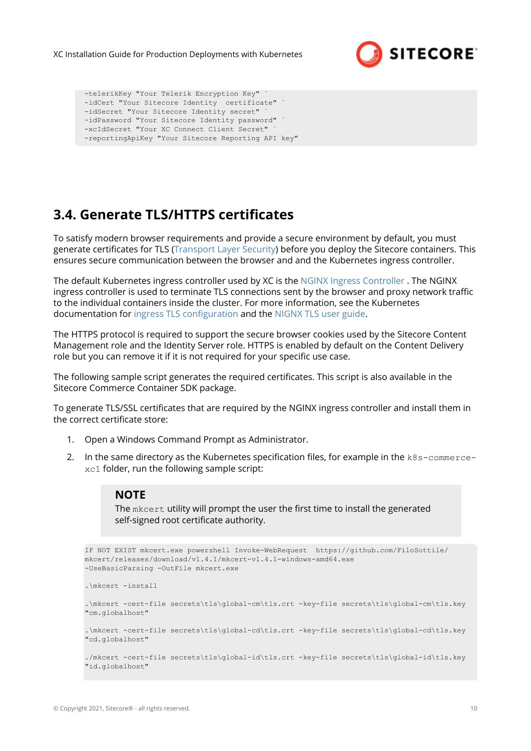```
-telerikKey "Your Telerik Encryption Key" `
-idCert "Your Sitecore Identity  certificate" `
-idSecret "Your Sitecore Identity secret" `
-idPassword "Your Sitecore Identity password" `
-xcIdSecret "Your XC Connect Client Secret" `
-reportingApiKey "Your Sitecore Reporting API key"
```

## 3.4. Generate TLS/HTTPS certificates

To satisfy modern browser requirements and provide a secure environment by default, you must generate certificates for TLS (Transport Layer Security) before you deploy the Sitecore containers. This ensures secure communication between the browser and and the Kubernetes ingress controller.

The default Kubernetes ingress controller used by XC is the NGINX Ingress Controller . The NGINX ingress controller is used to terminate TLS connections sent by the browser and proxy network traffic to the individual containers inside the cluster. For more information, see the Kubernetes documentation for ingress TLS configuration and the NIGNX TLS user guide.

The HTTPS protocol is required to support the secure browser cookies used by the Sitecore Content Management role and the Identity Server role. HTTPS is enabled by default on the Content Delivery role but you can remove it if it is not required for your specific use case.

The following sample script generates the required certificates. This script is also available in the Sitecore Commerce Container SDK package.

To generate TLS/SSL certificates that are required by the NGINX ingress controller and install them in the correct certificate store:

1. Open a Windows Command Prompt as Administrator.
2. In the same directory as the Kubernetes specification files, for example in the `k8s-commerce-xc1` folder, run the following sample script:

> **NOTE**
> The `mkcert` utility will prompt the user the first time to install the generated self-signed root certificate authority.

```
IF NOT EXIST mkcert.exe powershell Invoke-WebRequest  https://github.com/FiloSottile/
mkcert/releases/download/v1.4.1/mkcert-v1.4.1-windows-amd64.exe
-UseBasicParsing -OutFile mkcert.exe

.\mkcert -install

.\mkcert -cert-file secrets\tls\global-cm\tls.crt -key-file secrets\tls\global-cm\tls.key
"cm.globalhost"

.\mkcert -cert-file secrets\tls\global-cd\tls.crt -key-file secrets\tls\global-cd\tls.key
"cd.globalhost"

./mkcert -cert-file secrets\tls\global-id\tls.crt -key-file secrets\tls\global-id\tls.key
"id.globalhost"
```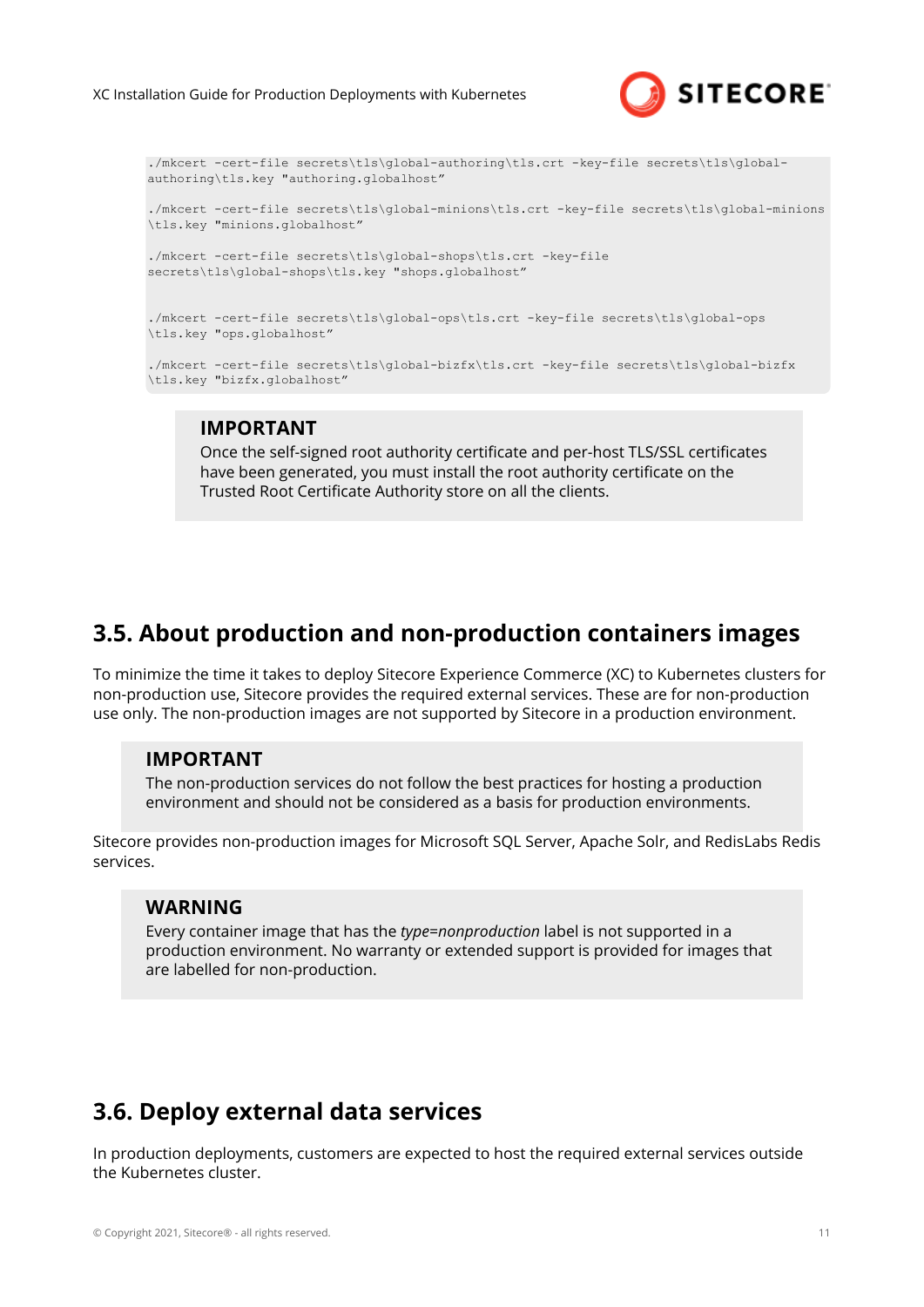```
./mkcert -cert-file secrets\tls\global-authoring\tls.crt -key-file secrets\tls\global-authoring\tls.key "authoring.globalhost"

./mkcert -cert-file secrets\tls\global-minions\tls.crt -key-file secrets\tls\global-minions\tls.key "minions.globalhost"

./mkcert -cert-file secrets\tls\global-shops\tls.crt -key-file secrets\tls\global-shops\tls.key "shops.globalhost"

./mkcert -cert-file secrets\tls\global-ops\tls.crt -key-file secrets\tls\global-ops\tls.key "ops.globalhost"

./mkcert -cert-file secrets\tls\global-bizfx\tls.crt -key-file secrets\tls\global-bizfx\tls.key "bizfx.globalhost"
```

> **IMPORTANT**
>
> Once the self-signed root authority certificate and per-host TLS/SSL certificates have been generated, you must install the root authority certificate on the Trusted Root Certificate Authority store on all the clients.

## 3.5. About production and non-production containers images

To minimize the time it takes to deploy Sitecore Experience Commerce (XC) to Kubernetes clusters for non-production use, Sitecore provides the required external services. These are for non-production use only. The non-production images are not supported by Sitecore in a production environment.

> **IMPORTANT**
>
> The non-production services do not follow the best practices for hosting a production environment and should not be considered as a basis for production environments.

Sitecore provides non-production images for Microsoft SQL Server, Apache Solr, and RedisLabs Redis services.

> **WARNING**
>
> Every container image that has the *type=nonproduction* label is not supported in a production environment. No warranty or extended support is provided for images that are labelled for non-production.

## 3.6. Deploy external data services

In production deployments, customers are expected to host the required external services outside the Kubernetes cluster.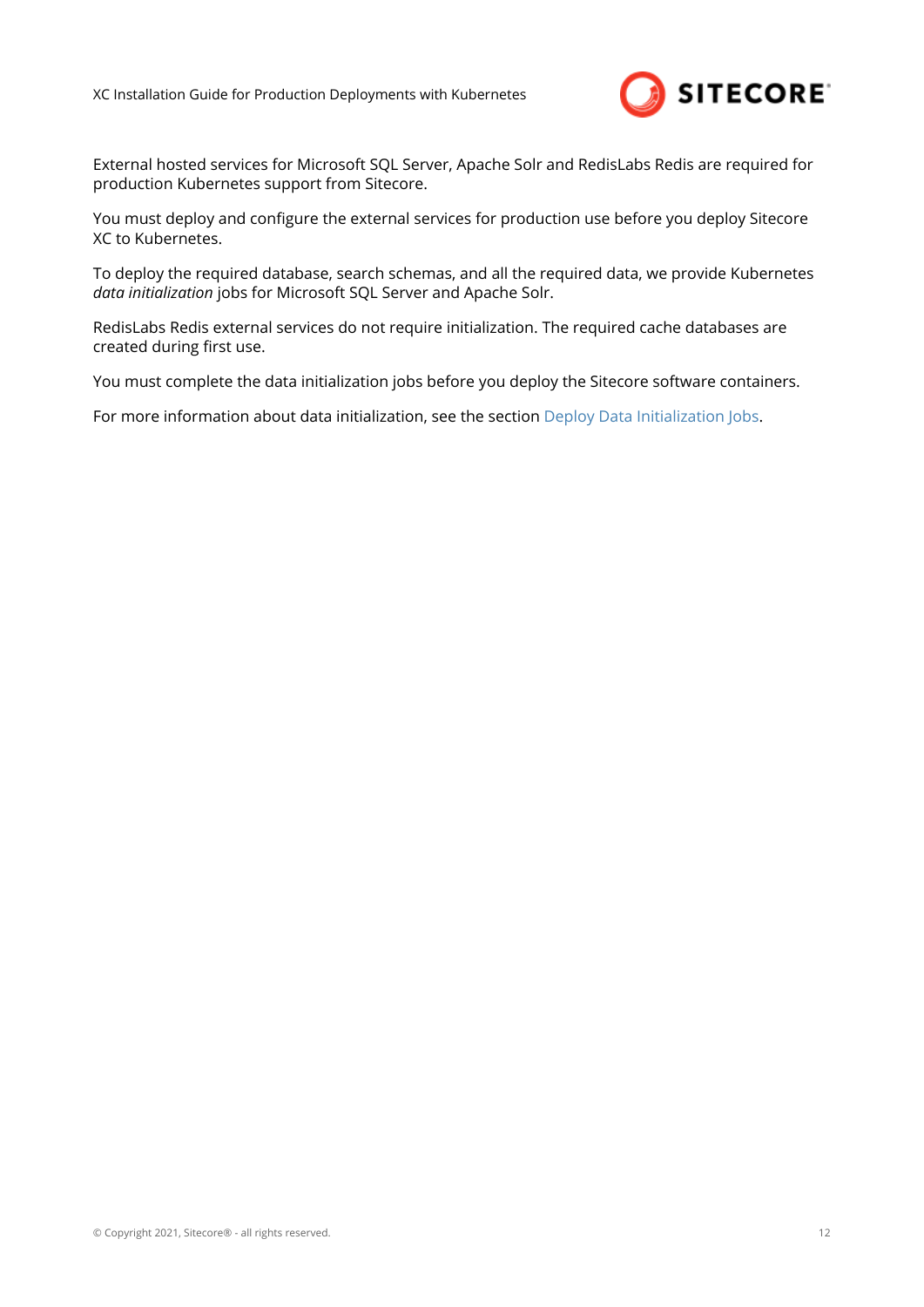External hosted services for Microsoft SQL Server, Apache Solr and RedisLabs Redis are required for production Kubernetes support from Sitecore.

You must deploy and configure the external services for production use before you deploy Sitecore XC to Kubernetes.

To deploy the required database, search schemas, and all the required data, we provide Kubernetes *data initialization* jobs for Microsoft SQL Server and Apache Solr.

RedisLabs Redis external services do not require initialization. The required cache databases are created during first use.

You must complete the data initialization jobs before you deploy the Sitecore software containers.

For more information about data initialization, see the section Deploy Data Initialization Jobs.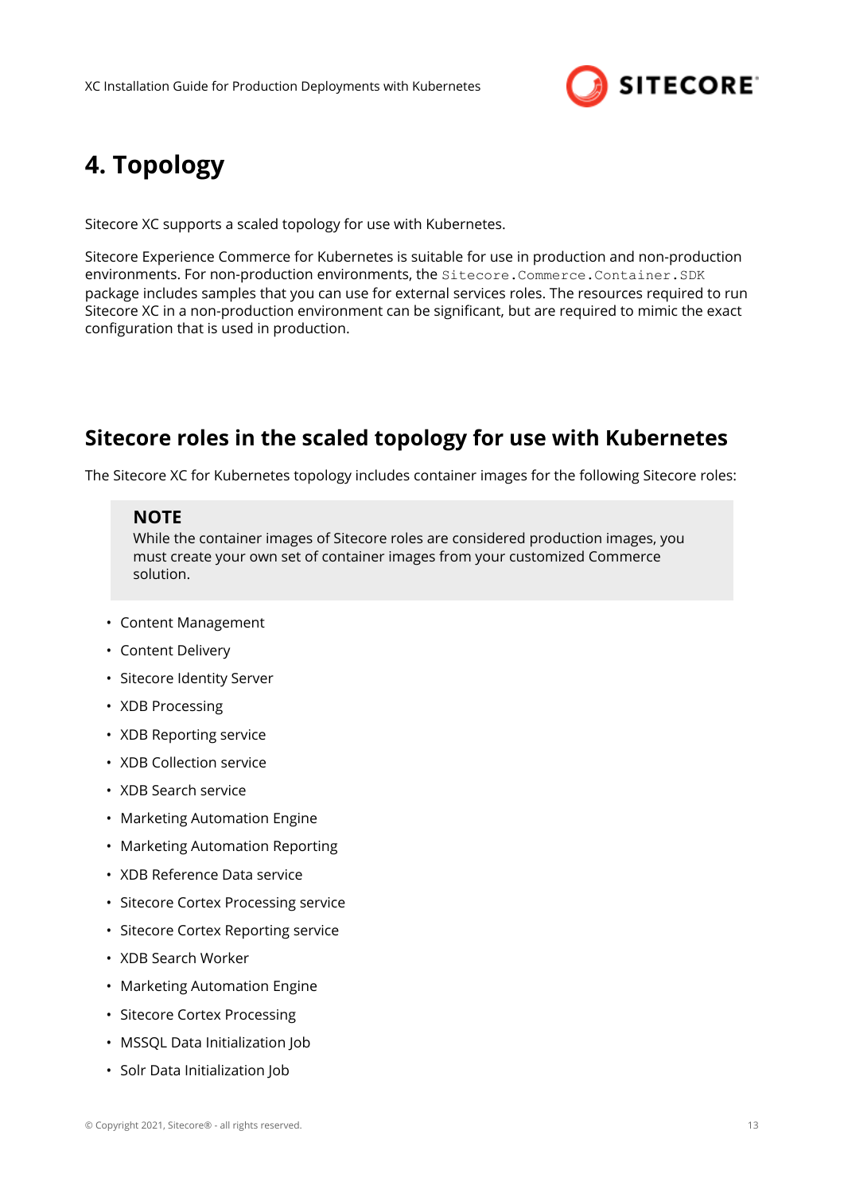# 4. Topology

Sitecore XC supports a scaled topology for use with Kubernetes.

Sitecore Experience Commerce for Kubernetes is suitable for use in production and non-production environments. For non-production environments, the `Sitecore.Commerce.Container.SDK` package includes samples that you can use for external services roles. The resources required to run Sitecore XC in a non-production environment can be significant, but are required to mimic the exact configuration that is used in production.

## Sitecore roles in the scaled topology for use with Kubernetes

The Sitecore XC for Kubernetes topology includes container images for the following Sitecore roles:

> **NOTE**
> While the container images of Sitecore roles are considered production images, you must create your own set of container images from your customized Commerce solution.

- Content Management
- Content Delivery
- Sitecore Identity Server
- XDB Processing
- XDB Reporting service
- XDB Collection service
- XDB Search service
- Marketing Automation Engine
- Marketing Automation Reporting
- XDB Reference Data service
- Sitecore Cortex Processing service
- Sitecore Cortex Reporting service
- XDB Search Worker
- Marketing Automation Engine
- Sitecore Cortex Processing
- MSSQL Data Initialization Job
- Solr Data Initialization Job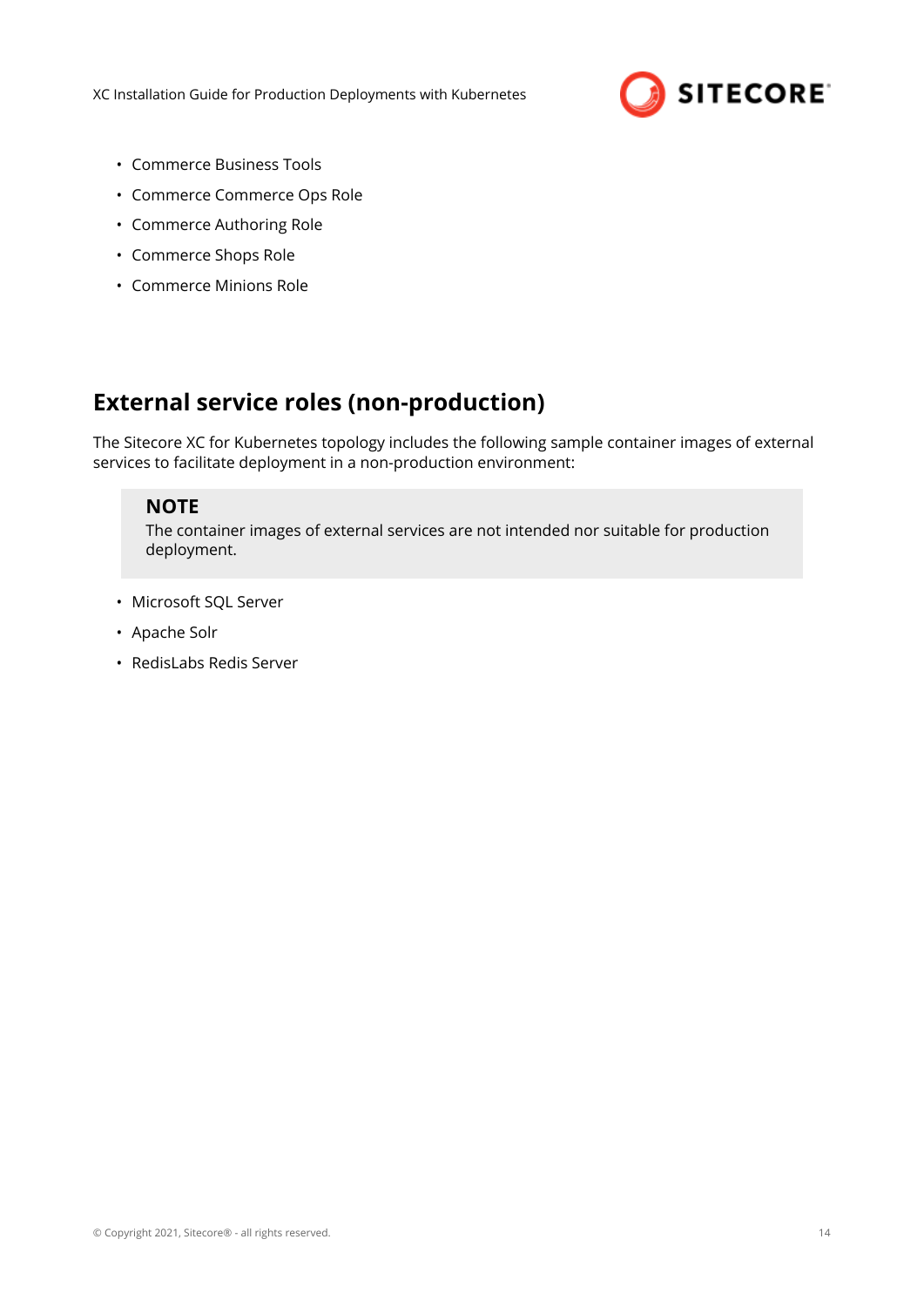- Commerce Business Tools
- Commerce Commerce Ops Role
- Commerce Authoring Role
- Commerce Shops Role
- Commerce Minions Role

## External service roles (non-production)

The Sitecore XC for Kubernetes topology includes the following sample container images of external services to facilitate deployment in a non-production environment:

> **NOTE**
> The container images of external services are not intended nor suitable for production deployment.

- Microsoft SQL Server
- Apache Solr
- RedisLabs Redis Server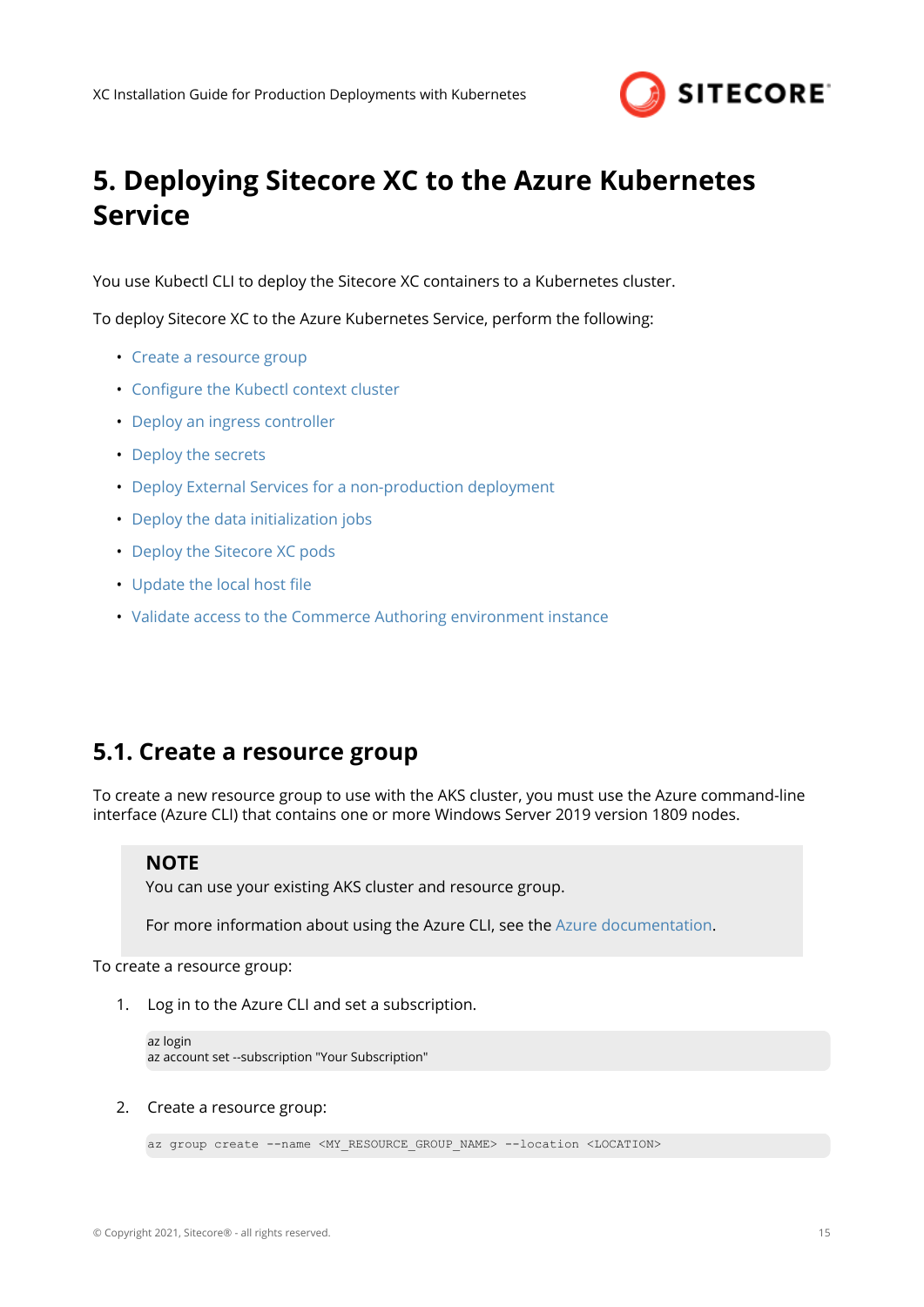# 5. Deploying Sitecore XC to the Azure Kubernetes Service

You use Kubectl CLI to deploy the Sitecore XC containers to a Kubernetes cluster.

To deploy Sitecore XC to the Azure Kubernetes Service, perform the following:

- Create a resource group
- Configure the Kubectl context cluster
- Deploy an ingress controller
- Deploy the secrets
- Deploy External Services for a non-production deployment
- Deploy the data initialization jobs
- Deploy the Sitecore XC pods
- Update the local host file
- Validate access to the Commerce Authoring environment instance

## 5.1. Create a resource group

To create a new resource group to use with the AKS cluster, you must use the Azure command-line interface (Azure CLI) that contains one or more Windows Server 2019 version 1809 nodes.

> **NOTE**
> You can use your existing AKS cluster and resource group.
>
> For more information about using the Azure CLI, see the Azure documentation.

To create a resource group:

1. Log in to the Azure CLI and set a subscription.

```
az login
az account set --subscription "Your Subscription"
```

2. Create a resource group:

```
az group create --name <MY_RESOURCE_GROUP_NAME> --location <LOCATION>
```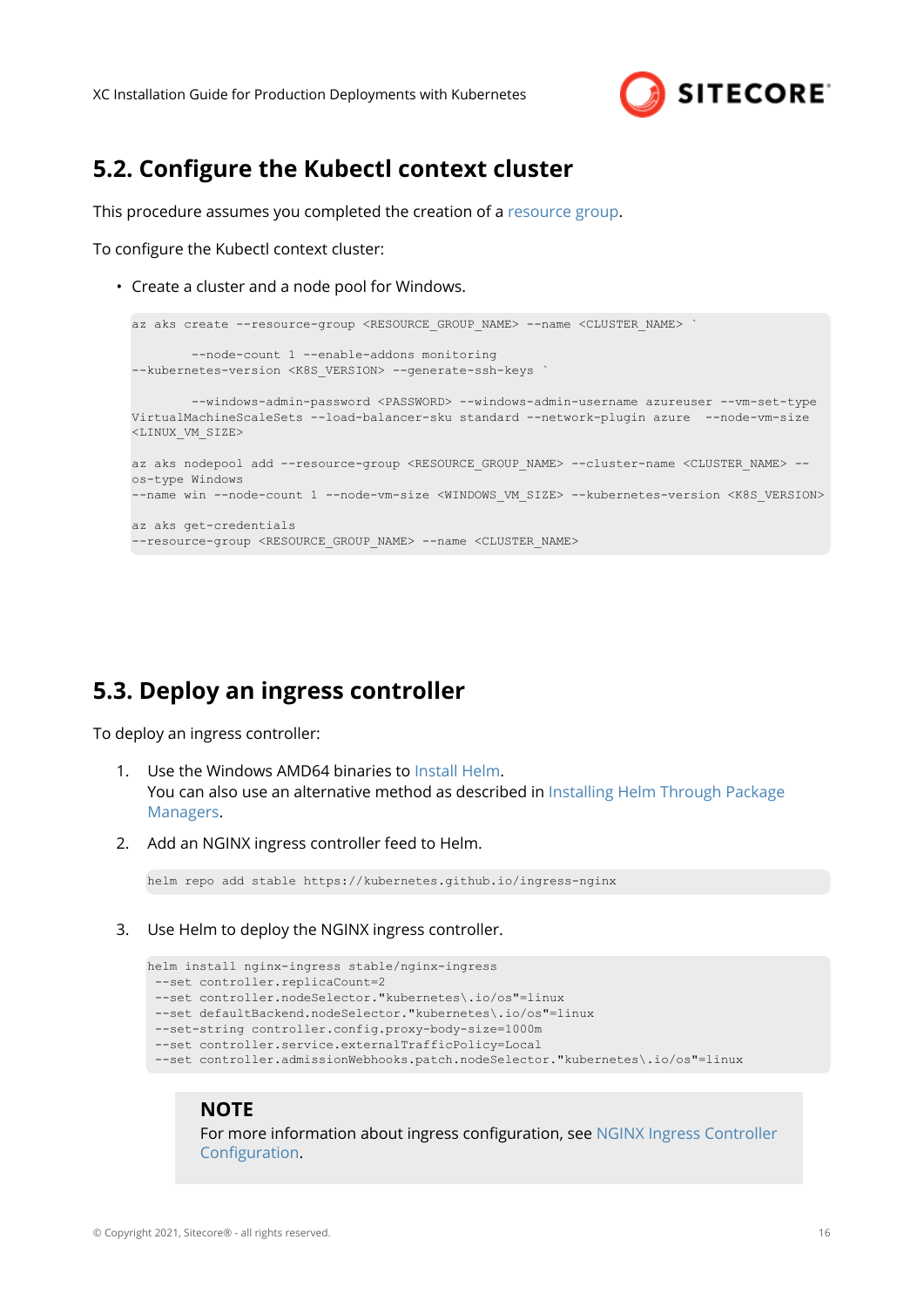## 5.2. Configure the Kubectl context cluster

This procedure assumes you completed the creation of a resource group.

To configure the Kubectl context cluster:

- Create a cluster and a node pool for Windows.

```
az aks create --resource-group <RESOURCE_GROUP_NAME> --name <CLUSTER_NAME> `

        --node-count 1 --enable-addons monitoring
--kubernetes-version <K8S_VERSION> --generate-ssh-keys `

        --windows-admin-password <PASSWORD> --windows-admin-username azureuser --vm-set-type
VirtualMachineScaleSets --load-balancer-sku standard --network-plugin azure  --node-vm-size
<LINUX_VM_SIZE>

az aks nodepool add --resource-group <RESOURCE_GROUP_NAME> --cluster-name <CLUSTER_NAME> --
os-type Windows
--name win --node-count 1 --node-vm-size <WINDOWS_VM_SIZE> --kubernetes-version <K8S_VERSION>

az aks get-credentials
--resource-group <RESOURCE_GROUP_NAME> --name <CLUSTER_NAME>
```

## 5.3. Deploy an ingress controller

To deploy an ingress controller:

1. Use the Windows AMD64 binaries to Install Helm.
   You can also use an alternative method as described in Installing Helm Through Package Managers.

2. Add an NGINX ingress controller feed to Helm.

```
helm repo add stable https://kubernetes.github.io/ingress-nginx
```

3. Use Helm to deploy the NGINX ingress controller.

```
helm install nginx-ingress stable/nginx-ingress
 --set controller.replicaCount=2
 --set controller.nodeSelector."kubernetes\.io/os"=linux
 --set defaultBackend.nodeSelector."kubernetes\.io/os"=linux
 --set-string controller.config.proxy-body-size=1000m
 --set controller.service.externalTrafficPolicy=Local
 --set controller.admissionWebhooks.patch.nodeSelector."kubernetes\.io/os"=linux
```

> **NOTE**
> For more information about ingress configuration, see NGINX Ingress Controller Configuration.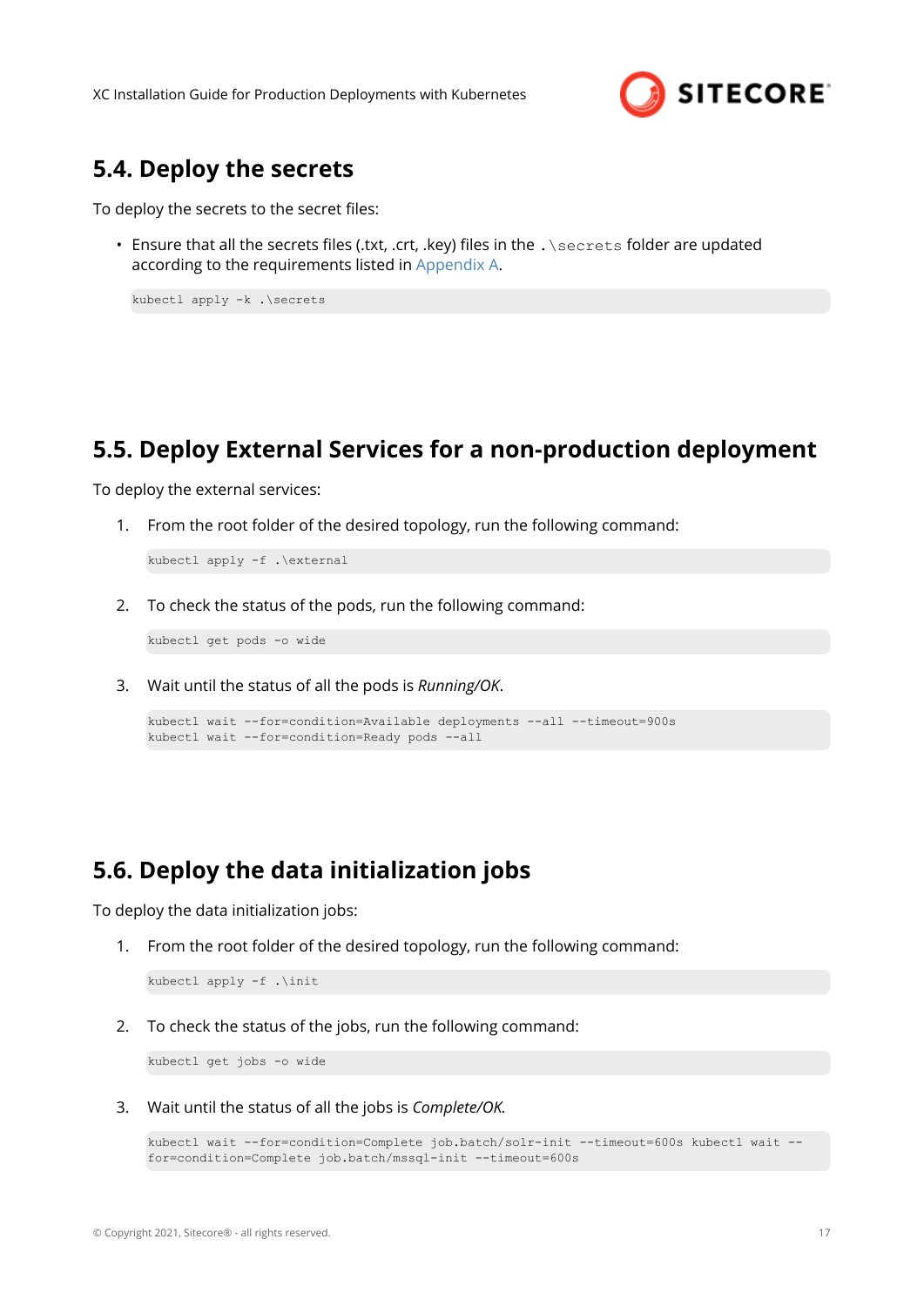## 5.4. Deploy the secrets

To deploy the secrets to the secret files:

- Ensure that all the secrets files (.txt, .crt, .key) files in the `.\secrets` folder are updated according to the requirements listed in Appendix A.

```
kubectl apply -k .\secrets
```

## 5.5. Deploy External Services for a non-production deployment

To deploy the external services:

1. From the root folder of the desired topology, run the following command:

```
kubectl apply -f .\external
```

2. To check the status of the pods, run the following command:

```
kubectl get pods -o wide
```

3. Wait until the status of all the pods is *Running/OK*.

```
kubectl wait --for=condition=Available deployments --all --timeout=900s
kubectl wait --for=condition=Ready pods --all
```

## 5.6. Deploy the data initialization jobs

To deploy the data initialization jobs:

1. From the root folder of the desired topology, run the following command:

```
kubectl apply -f .\init
```

2. To check the status of the jobs, run the following command:

```
kubectl get jobs -o wide
```

3. Wait until the status of all the jobs is *Complete/OK.*

```
kubectl wait --for=condition=Complete job.batch/solr-init --timeout=600s kubectl wait --
for=condition=Complete job.batch/mssql-init --timeout=600s
```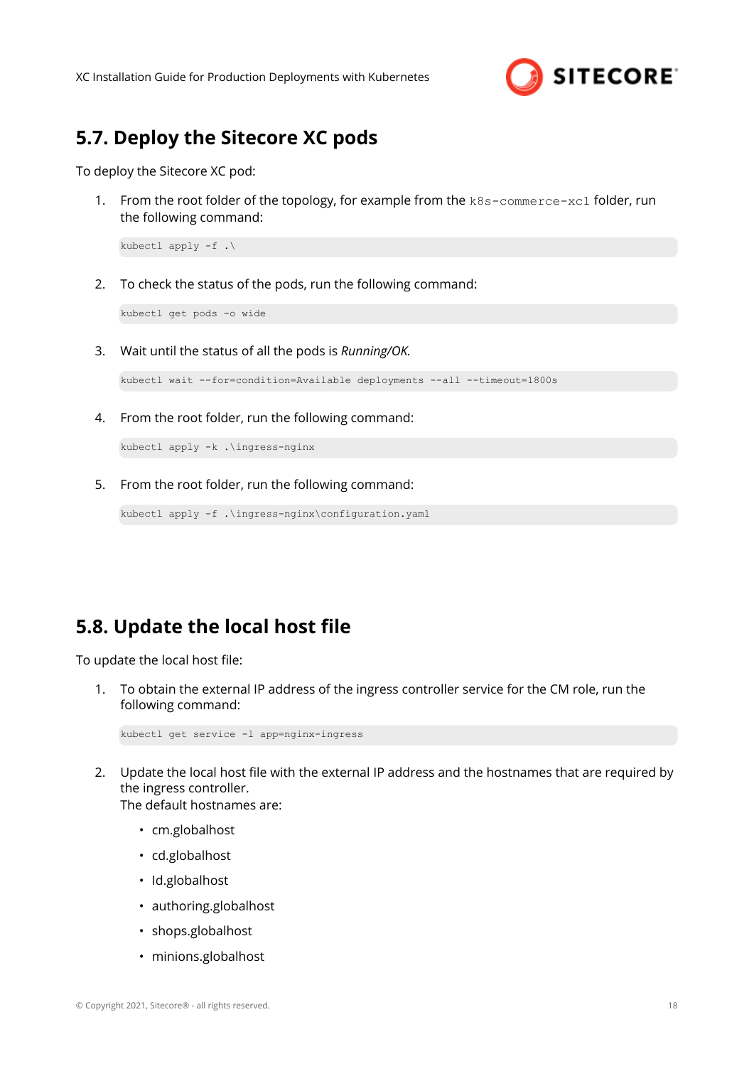## 5.7. Deploy the Sitecore XC pods

To deploy the Sitecore XC pod:

1. From the root folder of the topology, for example from the `k8s-commerce-xc1` folder, run the following command:

   ```
   kubectl apply -f .\
   ```

2. To check the status of the pods, run the following command:

   ```
   kubectl get pods -o wide
   ```

3. Wait until the status of all the pods is *Running/OK.*

   ```
   kubectl wait --for=condition=Available deployments --all --timeout=1800s
   ```

4. From the root folder, run the following command:

   ```
   kubectl apply -k .\ingress-nginx
   ```

5. From the root folder, run the following command:

   ```
   kubectl apply -f .\ingress-nginx\configuration.yaml
   ```

## 5.8. Update the local host file

To update the local host file:

1. To obtain the external IP address of the ingress controller service for the CM role, run the following command:

   ```
   kubectl get service -l app=nginx-ingress
   ```

2. Update the local host file with the external IP address and the hostnames that are required by the ingress controller.
   The default hostnames are:

   - cm.globalhost
   - cd.globalhost
   - Id.globalhost
   - authoring.globalhost
   - shops.globalhost
   - minions.globalhost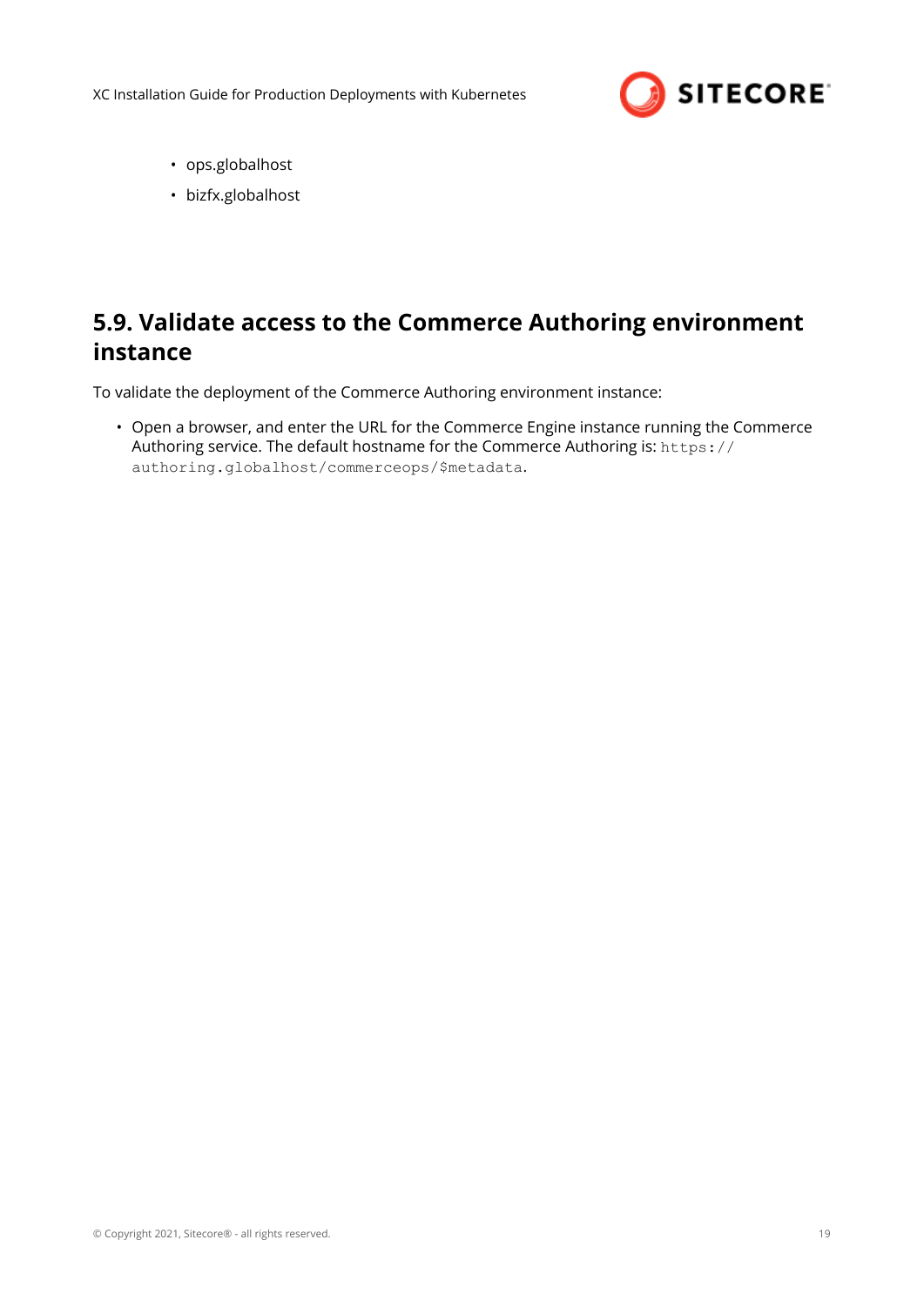- ops.globalhost
- bizfx.globalhost

## 5.9. Validate access to the Commerce Authoring environment instance

To validate the deployment of the Commerce Authoring environment instance:

- Open a browser, and enter the URL for the Commerce Engine instance running the Commerce Authoring service. The default hostname for the Commerce Authoring is: `https://authoring.globalhost/commerceops/$metadata`.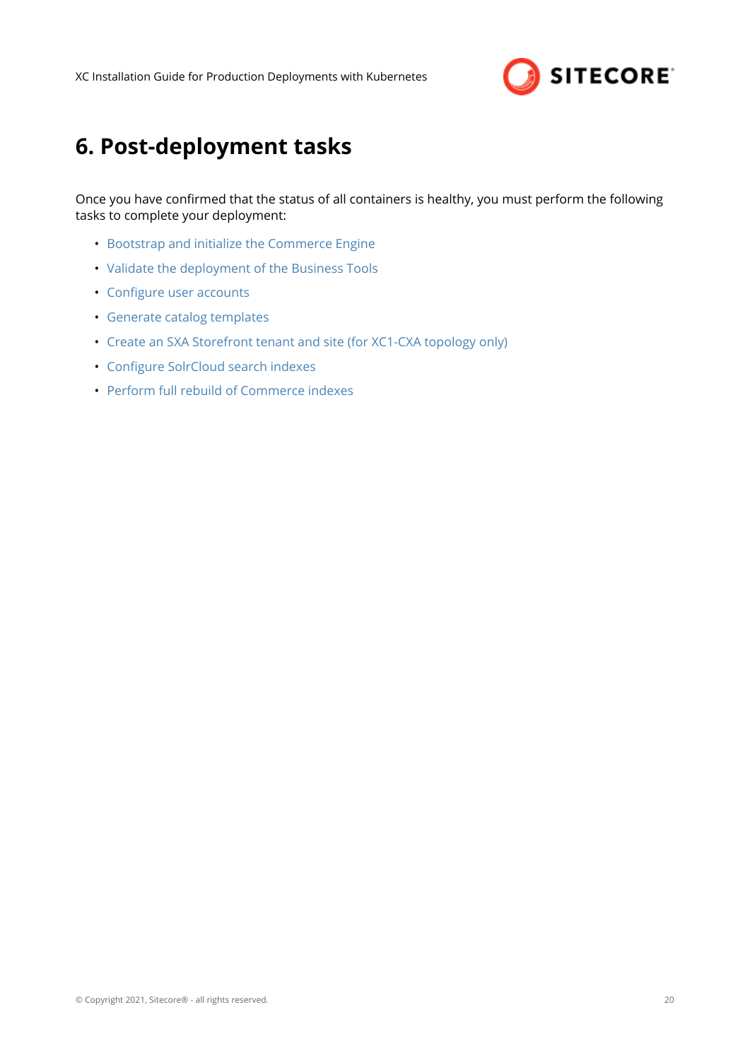# 6. Post-deployment tasks

Once you have confirmed that the status of all containers is healthy, you must perform the following tasks to complete your deployment:

- Bootstrap and initialize the Commerce Engine
- Validate the deployment of the Business Tools
- Configure user accounts
- Generate catalog templates
- Create an SXA Storefront tenant and site (for XC1-CXA topology only)
- Configure SolrCloud search indexes
- Perform full rebuild of Commerce indexes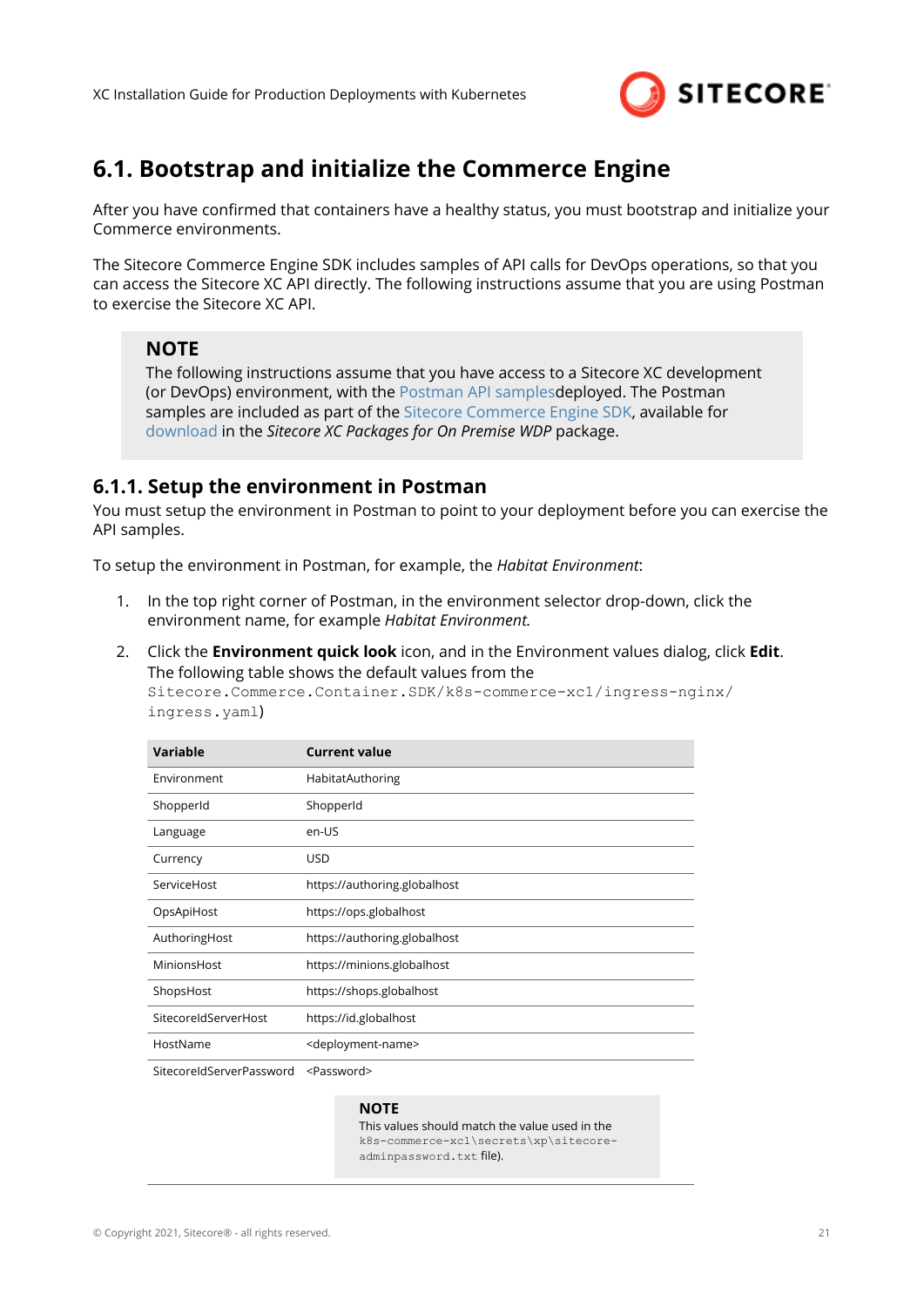# 6.1. Bootstrap and initialize the Commerce Engine

After you have confirmed that containers have a healthy status, you must bootstrap and initialize your Commerce environments.

The Sitecore Commerce Engine SDK includes samples of API calls for DevOps operations, so that you can access the Sitecore XC API directly. The following instructions assume that you are using Postman to exercise the Sitecore XC API.

> **NOTE**
> The following instructions assume that you have access to a Sitecore XC development (or DevOps) environment, with the Postman API samplesdeployed. The Postman samples are included as part of the Sitecore Commerce Engine SDK, available for download in the *Sitecore XC Packages for On Premise WDP* package.

## 6.1.1. Setup the environment in Postman

You must setup the environment in Postman to point to your deployment before you can exercise the API samples.

To setup the environment in Postman, for example, the *Habitat Environment*:

1. In the top right corner of Postman, in the environment selector drop-down, click the environment name, for example *Habitat Environment.*
2. Click the **Environment quick look** icon, and in the Environment values dialog, click **Edit**. The following table shows the default values from the `Sitecore.Commerce.Container.SDK/k8s-commerce-xc1/ingress-nginx/ingress.yaml`)

| Variable | Current value |
|---|---|
| Environment | HabitatAuthoring |
| ShopperId | ShopperId |
| Language | en-US |
| Currency | USD |
| ServiceHost | https://authoring.globalhost |
| OpsApiHost | https://ops.globalhost |
| AuthoringHost | https://authoring.globalhost |
| MinionsHost | https://minions.globalhost |
| ShopsHost | https://shops.globalhost |
| SitecoreIdServerHost | https://id.globalhost |
| HostName | <deployment-name> |
| SitecoreIdServerPassword | <Password><br>**NOTE**<br>This values should match the value used in the `k8s-commerce-xc1\secrets\xp\sitecore-adminpassword.txt` file). |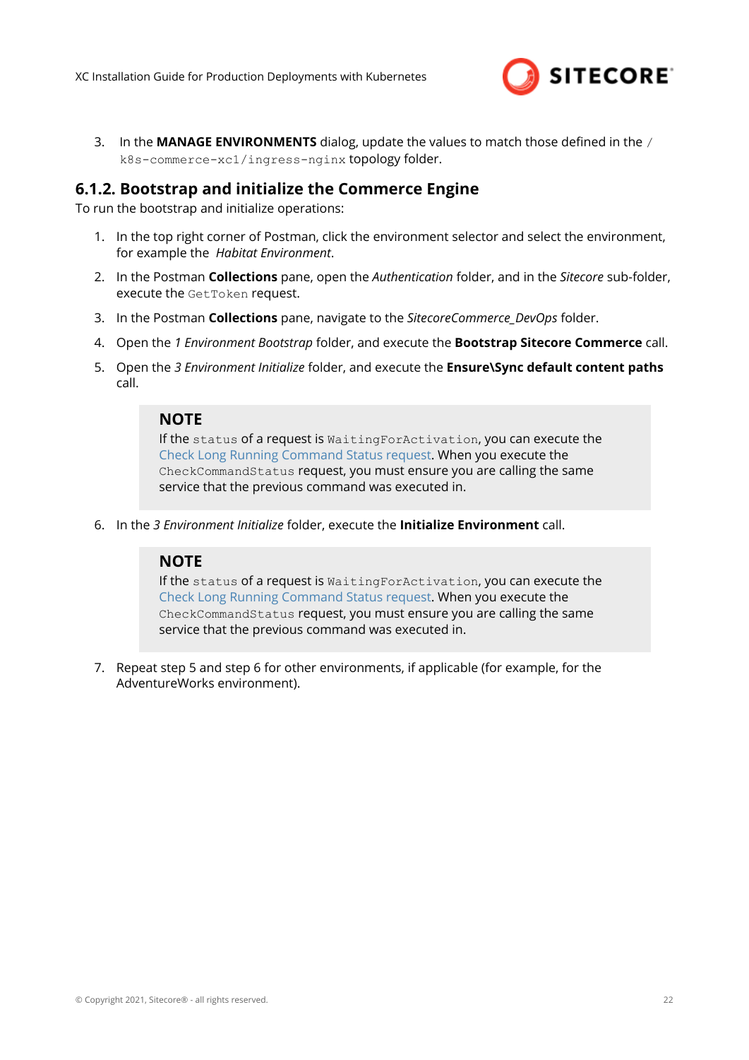3. In the **MANAGE ENVIRONMENTS** dialog, update the values to match those defined in the `/k8s-commerce-xc1/ingress-nginx` topology folder.

### 6.1.2. Bootstrap and initialize the Commerce Engine

To run the bootstrap and initialize operations:

1. In the top right corner of Postman, click the environment selector and select the environment, for example the *Habitat Environment*.
2. In the Postman **Collections** pane, open the *Authentication* folder, and in the *Sitecore* sub-folder, execute the `GetToken` request.
3. In the Postman **Collections** pane, navigate to the *SitecoreCommerce_DevOps* folder.
4. Open the *1 Environment Bootstrap* folder, and execute the **Bootstrap Sitecore Commerce** call.
5. Open the *3 Environment Initialize* folder, and execute the **Ensure\Sync default content paths** call.

   > **NOTE**
   > If the `status` of a request is `WaitingForActivation`, you can execute the Check Long Running Command Status request. When you execute the `CheckCommandStatus` request, you must ensure you are calling the same service that the previous command was executed in.

6. In the *3 Environment Initialize* folder, execute the **Initialize Environment** call.

   > **NOTE**
   > If the `status` of a request is `WaitingForActivation`, you can execute the Check Long Running Command Status request. When you execute the `CheckCommandStatus` request, you must ensure you are calling the same service that the previous command was executed in.

7. Repeat step 5 and step 6 for other environments, if applicable (for example, for the AdventureWorks environment).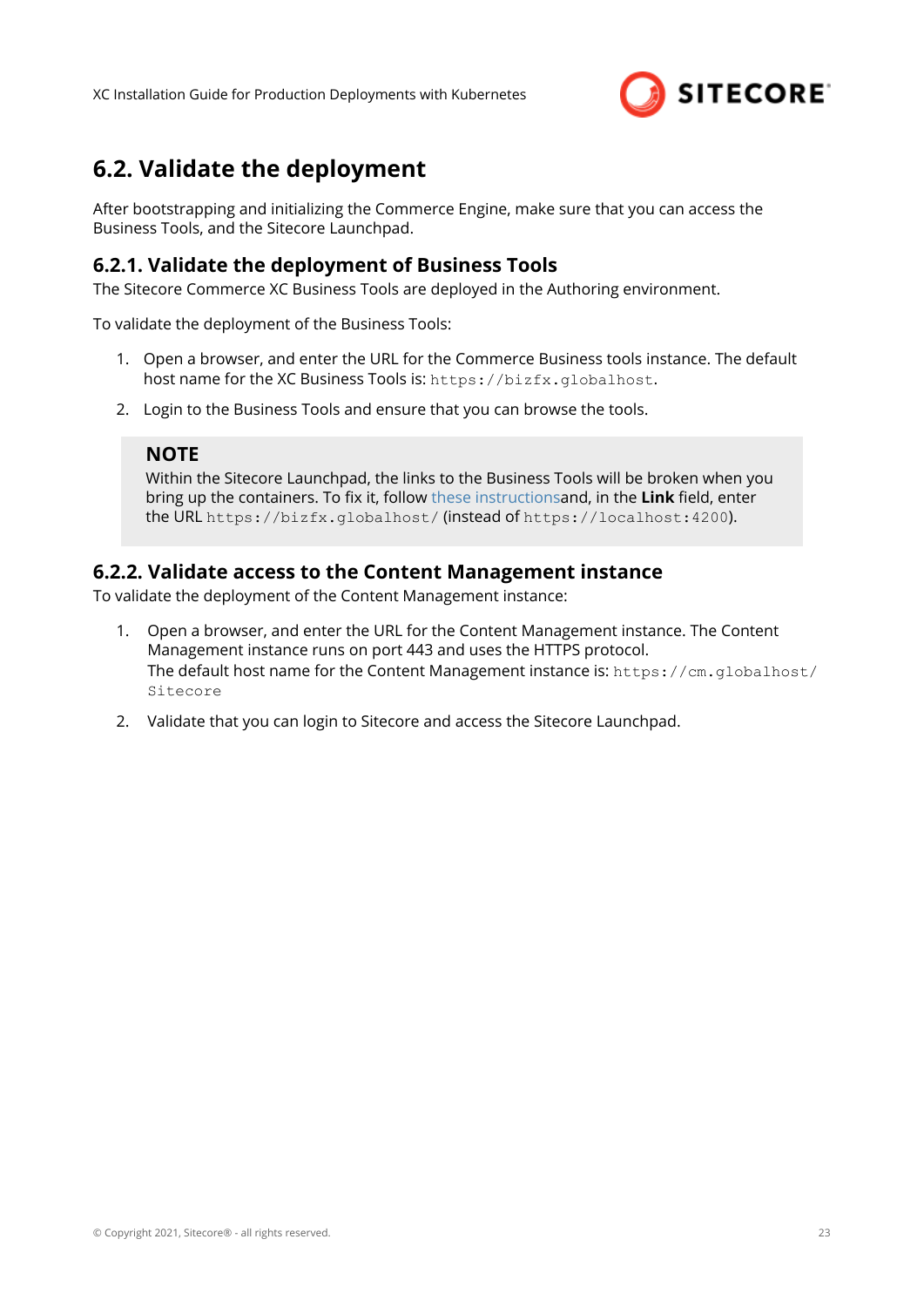## 6.2. Validate the deployment

After bootstrapping and initializing the Commerce Engine, make sure that you can access the Business Tools, and the Sitecore Launchpad.

### 6.2.1. Validate the deployment of Business Tools

The Sitecore Commerce XC Business Tools are deployed in the Authoring environment.

To validate the deployment of the Business Tools:

1. Open a browser, and enter the URL for the Commerce Business tools instance. The default host name for the XC Business Tools is: `https://bizfx.globalhost`.
2. Login to the Business Tools and ensure that you can browse the tools.

> **NOTE**
> Within the Sitecore Launchpad, the links to the Business Tools will be broken when you bring up the containers. To fix it, follow these instructionsand, in the **Link** field, enter the URL `https://bizfx.globalhost/` (instead of `https://localhost:4200`).

### 6.2.2. Validate access to the Content Management instance

To validate the deployment of the Content Management instance:

1. Open a browser, and enter the URL for the Content Management instance. The Content Management instance runs on port 443 and uses the HTTPS protocol.
   The default host name for the Content Management instance is: `https://cm.globalhost/Sitecore`
2. Validate that you can login to Sitecore and access the Sitecore Launchpad.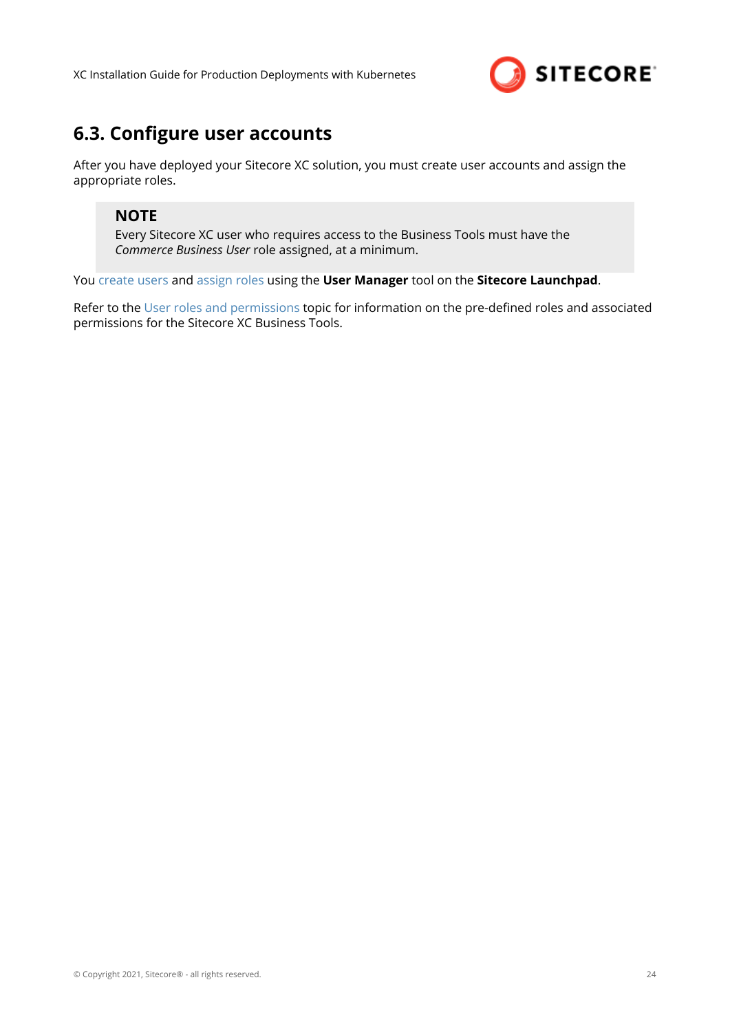## 6.3. Configure user accounts

After you have deployed your Sitecore XC solution, you must create user accounts and assign the appropriate roles.

> **NOTE**
> Every Sitecore XC user who requires access to the Business Tools must have the *Commerce Business User* role assigned, at a minimum.

You create users and assign roles using the **User Manager** tool on the **Sitecore Launchpad**.

Refer to the User roles and permissions topic for information on the pre-defined roles and associated permissions for the Sitecore XC Business Tools.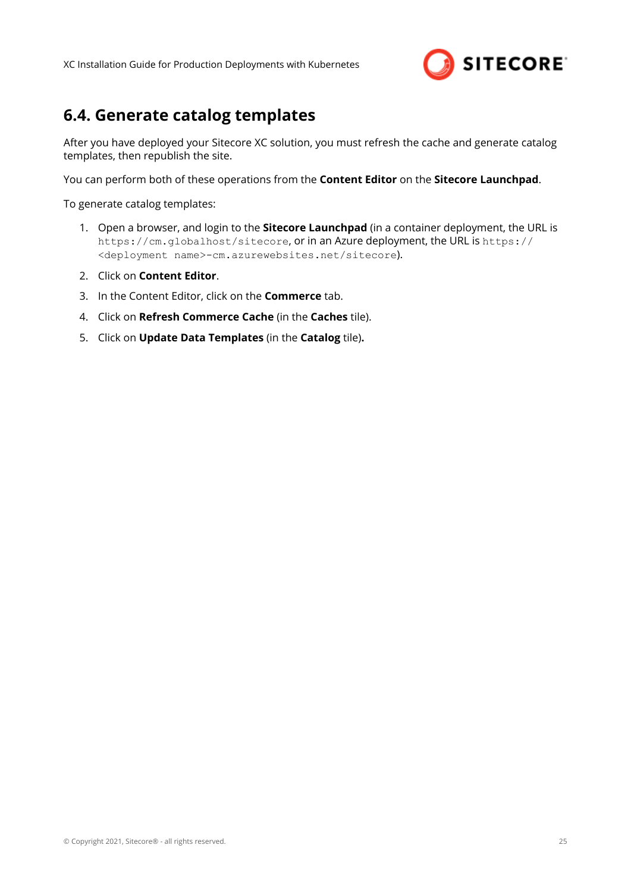## 6.4. Generate catalog templates

After you have deployed your Sitecore XC solution, you must refresh the cache and generate catalog templates, then republish the site.

You can perform both of these operations from the **Content Editor** on the **Sitecore Launchpad**.

To generate catalog templates:

1. Open a browser, and login to the **Sitecore Launchpad** (in a container deployment, the URL is `https://cm.globalhost/sitecore`, or in an Azure deployment, the URL is `https://<deployment name>-cm.azurewebsites.net/sitecore`).
2. Click on **Content Editor**.
3. In the Content Editor, click on the **Commerce** tab.
4. Click on **Refresh Commerce Cache** (in the **Caches** tile).
5. Click on **Update Data Templates** (in the **Catalog** tile)**.**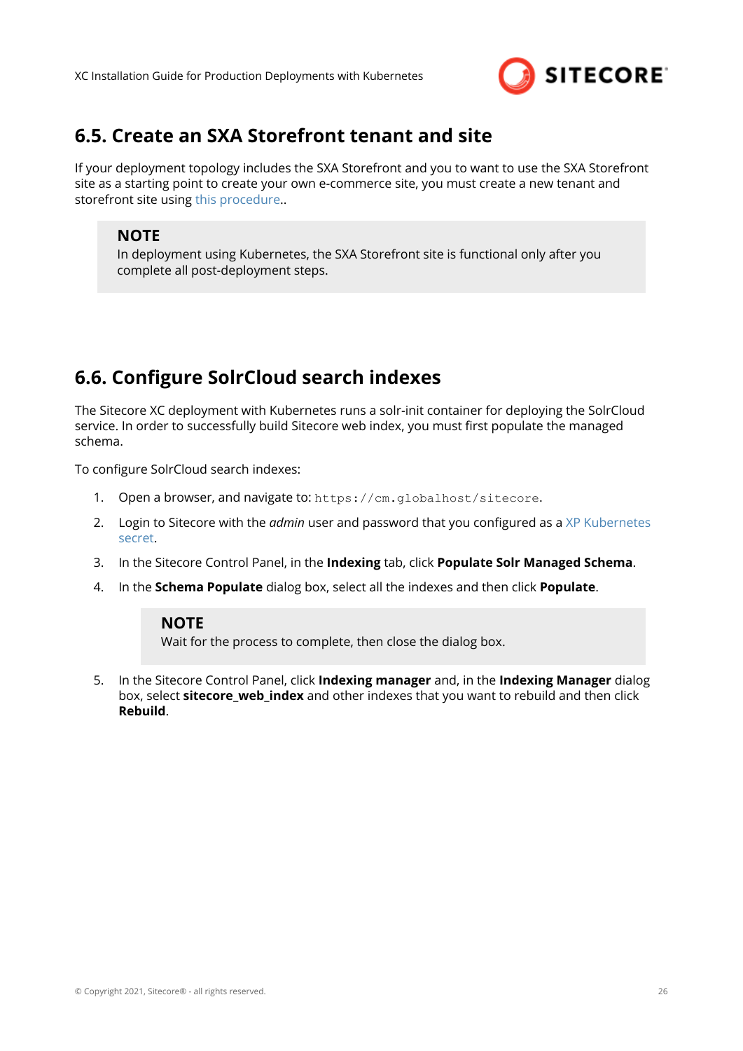## 6.5. Create an SXA Storefront tenant and site

If your deployment topology includes the SXA Storefront and you to want to use the SXA Storefront site as a starting point to create your own e-commerce site, you must create a new tenant and storefront site using this procedure..

> **NOTE**
> In deployment using Kubernetes, the SXA Storefront site is functional only after you complete all post-deployment steps.

## 6.6. Configure SolrCloud search indexes

The Sitecore XC deployment with Kubernetes runs a solr-init container for deploying the SolrCloud service. In order to successfully build Sitecore web index, you must first populate the managed schema.

To configure SolrCloud search indexes:

1. Open a browser, and navigate to: `https://cm.globalhost/sitecore`.
2. Login to Sitecore with the *admin* user and password that you configured as a XP Kubernetes secret.
3. In the Sitecore Control Panel, in the **Indexing** tab, click **Populate Solr Managed Schema**.
4. In the **Schema Populate** dialog box, select all the indexes and then click **Populate**.

   > **NOTE**
   > Wait for the process to complete, then close the dialog box.

5. In the Sitecore Control Panel, click **Indexing manager** and, in the **Indexing Manager** dialog box, select **sitecore_web_index** and other indexes that you want to rebuild and then click **Rebuild**.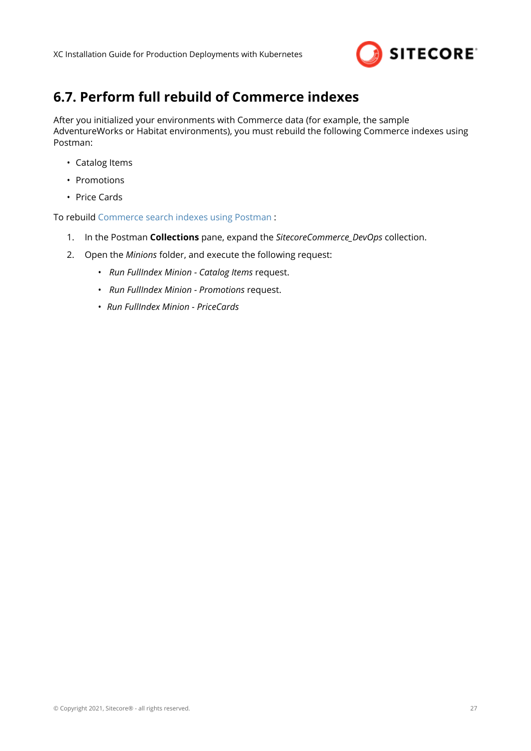## 6.7. Perform full rebuild of Commerce indexes

After you initialized your environments with Commerce data (for example, the sample AdventureWorks or Habitat environments), you must rebuild the following Commerce indexes using Postman:

- Catalog Items
- Promotions
- Price Cards

To rebuild Commerce search indexes using Postman :

1. In the Postman **Collections** pane, expand the *SitecoreCommerce_DevOps* collection.
2. Open the *Minions* folder, and execute the following request:
   - *Run FullIndex Minion - Catalog Items* request.
   - *Run FullIndex Minion - Promotions* request.
   - *Run FullIndex Minion - PriceCards*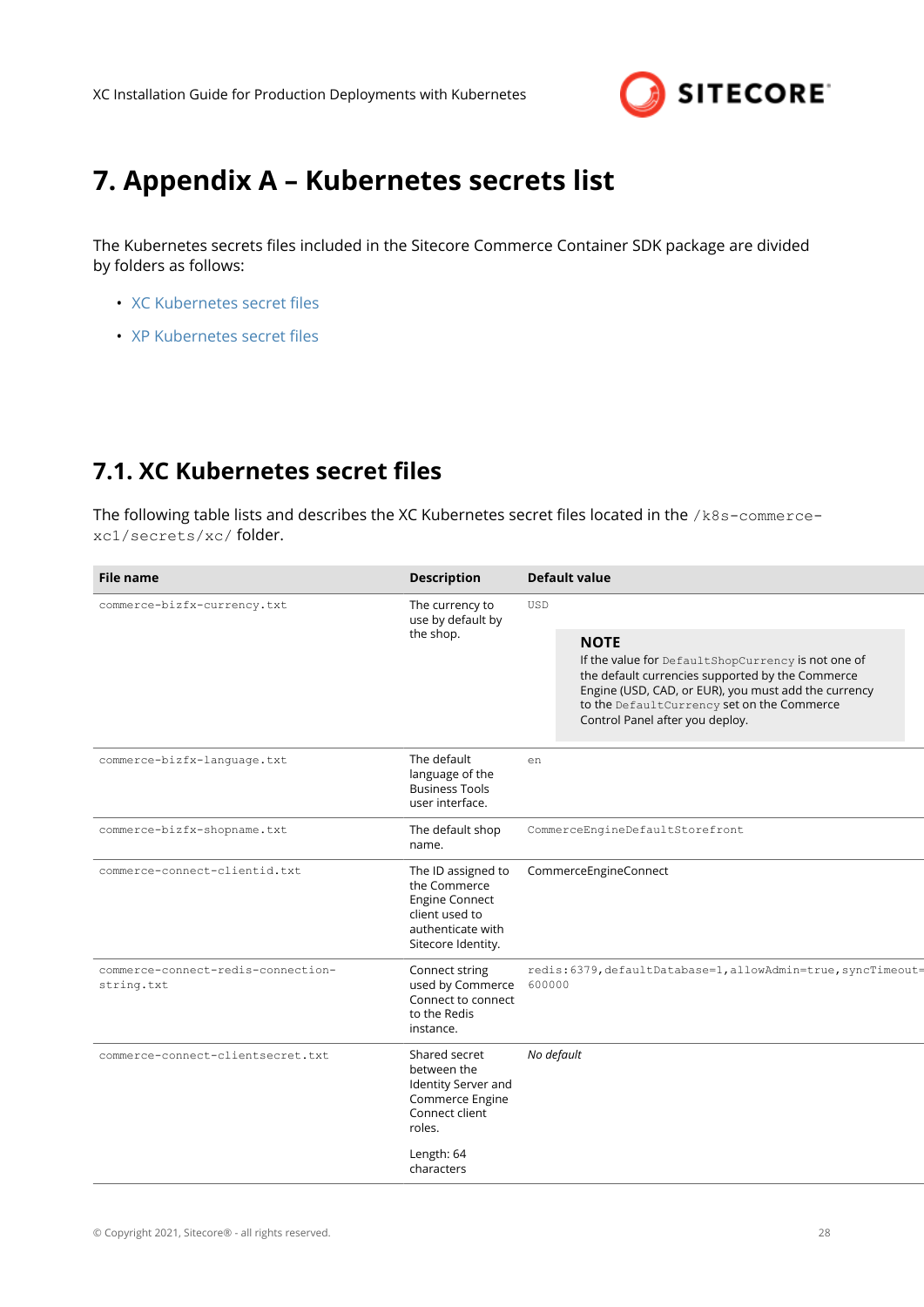# 7. Appendix A – Kubernetes secrets list

The Kubernetes secrets files included in the Sitecore Commerce Container SDK package are divided by folders as follows:

- XC Kubernetes secret files
- XP Kubernetes secret files

## 7.1. XC Kubernetes secret files

The following table lists and describes the XC Kubernetes secret files located in the `/k8s-commerce-xc1/secrets/xc/` folder.

| File name | Description | Default value |
|---|---|---|
| `commerce-bizfx-currency.txt` | The currency to use by default by the shop. | `USD`<br><br>**NOTE**<br>If the value for `DefaultShopCurrency` is not one of the default currencies supported by the Commerce Engine (USD, CAD, or EUR), you must add the currency to the `DefaultCurrency` set on the Commerce Control Panel after you deploy. |
| `commerce-bizfx-language.txt` | The default language of the Business Tools user interface. | `en` |
| `commerce-bizfx-shopname.txt` | The default shop name. | `CommerceEngineDefaultStorefront` |
| `commerce-connect-clientid.txt` | The ID assigned to the Commerce Engine Connect client used to authenticate with Sitecore Identity. | CommerceEngineConnect |
| `commerce-connect-redis-connection-string.txt` | Connect string used by Commerce Connect to connect to the Redis instance. | `redis:6379,defaultDatabase=1,allowAdmin=true,syncTimeout=600000` |
| `commerce-connect-clientsecret.txt` | Shared secret between the Identity Server and Commerce Engine Connect client roles.<br><br>Length: 64 characters | *No default* |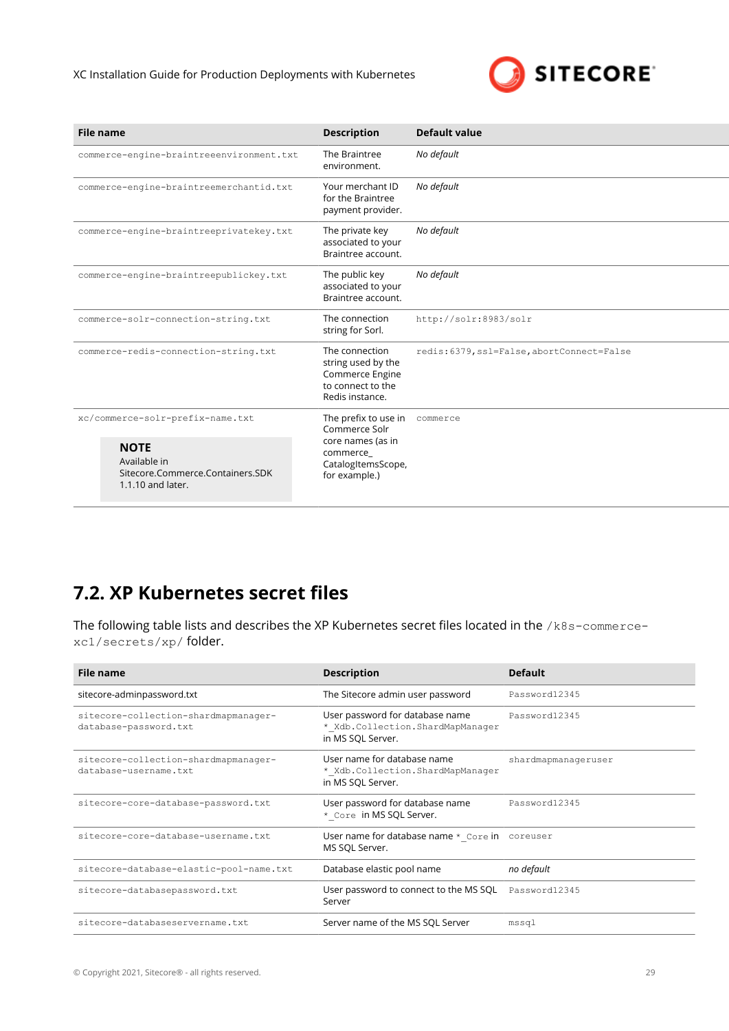| File name | Description | Default value |
|---|---|---|
| commerce-engine-braintreeenvironment.txt | The Braintree environment. | *No default* |
| commerce-engine-braintreemerchantid.txt | Your merchant ID for the Braintree payment provider. | *No default* |
| commerce-engine-braintreeprivatekey.txt | The private key associated to your Braintree account. | *No default* |
| commerce-engine-braintreepublickey.txt | The public key associated to your Braintree account. | *No default* |
| commerce-solr-connection-string.txt | The connection string for Sorl. | http://solr:8983/solr |
| commerce-redis-connection-string.txt | The connection string used by the Commerce Engine to connect to the Redis instance. | redis:6379,ssl=False,abortConnect=False |
| xc/commerce-solr-prefix-name.txt<br><br>**NOTE**<br>Available in Sitecore.Commerce.Containers.SDK 1.1.10 and later. | The prefix to use in Commerce Solr core names (as in commerce_ CatalogItemsScope, for example.) | commerce |

## 7.2. XP Kubernetes secret files

The following table lists and describes the XP Kubernetes secret files located in the /k8s-commerce-xc1/secrets/xp/ folder.

| File name | Description | Default |
|---|---|---|
| sitecore-adminpassword.txt | The Sitecore admin user password | Password12345 |
| sitecore-collection-shardmapmanager-database-password.txt | User password for database name *_Xdb.Collection.ShardMapManager in MS SQL Server. | Password12345 |
| sitecore-collection-shardmapmanager-database-username.txt | User name for database name *_Xdb.Collection.ShardMapManager in MS SQL Server. | shardmapmanageruser |
| sitecore-core-database-password.txt | User password for database name *_Core in MS SQL Server. | Password12345 |
| sitecore-core-database-username.txt | User name for database name *_Core in MS SQL Server. | coreuser |
| sitecore-database-elastic-pool-name.txt | Database elastic pool name | *no default* |
| sitecore-databasepassword.txt | User password to connect to the MS SQL Server | Password12345 |
| sitecore-databaseservername.txt | Server name of the MS SQL Server | mssql |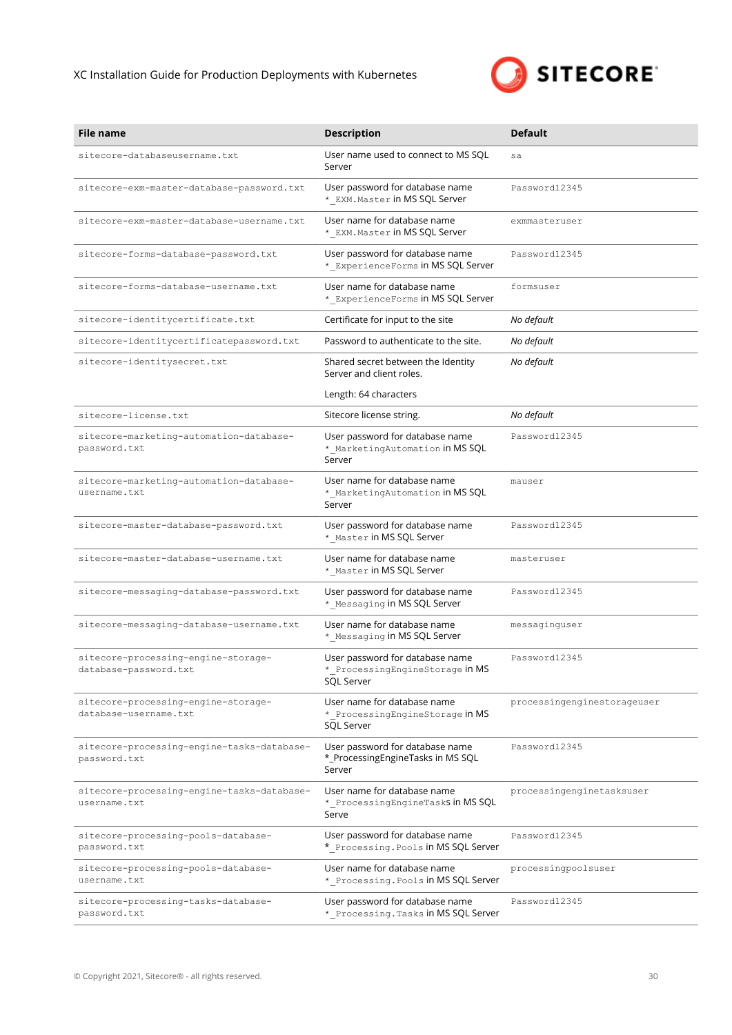| File name | Description | Default |
|---|---|---|
| `sitecore-databaseusername.txt` | User name used to connect to MS SQL Server | `sa` |
| `sitecore-exm-master-database-password.txt` | User password for database name `*_EXM.Master` in MS SQL Server | `Password12345` |
| `sitecore-exm-master-database-username.txt` | User name for database name `*_EXM.Master` in MS SQL Server | `exmmasteruser` |
| `sitecore-forms-database-password.txt` | User password for database name `*_ExperienceForms` in MS SQL Server | `Password12345` |
| `sitecore-forms-database-username.txt` | User name for database name `*_ExperienceForms` in MS SQL Server | `formsuser` |
| `sitecore-identitycertificate.txt` | Certificate for input to the site | *No default* |
| `sitecore-identitycertificatepassword.txt` | Password to authenticate to the site. | *No default* |
| `sitecore-identitysecret.txt` | Shared secret between the Identity Server and client roles.<br><br>Length: 64 characters | *No default* |
| `sitecore-license.txt` | Sitecore license string. | *No default* |
| `sitecore-marketing-automation-database-password.txt` | User password for database name `*_MarketingAutomation` in MS SQL Server | `Password12345` |
| `sitecore-marketing-automation-database-username.txt` | User name for database name `*_MarketingAutomation` in MS SQL Server | `mauser` |
| `sitecore-master-database-password.txt` | User password for database name `*_Master` in MS SQL Server | `Password12345` |
| `sitecore-master-database-username.txt` | User name for database name `*_Master` in MS SQL Server | `masteruser` |
| `sitecore-messaging-database-password.txt` | User password for database name `*_Messaging` in MS SQL Server | `Password12345` |
| `sitecore-messaging-database-username.txt` | User name for database name `*_Messaging` in MS SQL Server | `messaginguser` |
| `sitecore-processing-engine-storage-database-password.txt` | User password for database name `*_ProcessingEngineStorage` in MS SQL Server | `Password12345` |
| `sitecore-processing-engine-storage-database-username.txt` | User name for database name `*_ProcessingEngineStorage` in MS SQL Server | `processingenginestorageuser` |
| `sitecore-processing-engine-tasks-database-password.txt` | User password for database name *_ProcessingEngineTasks in MS SQL Server | `Password12345` |
| `sitecore-processing-engine-tasks-database-username.txt` | User name for database name `*_ProcessingEngineTasks` in MS SQL Serve | `processingenginetasksuser` |
| `sitecore-processing-pools-database-password.txt` | User password for database name `*_Processing.Pools` in MS SQL Server | `Password12345` |
| `sitecore-processing-pools-database-username.txt` | User name for database name `*_Processing.Pools` in MS SQL Server | `processingpoolsuser` |
| `sitecore-processing-tasks-database-password.txt` | User password for database name `*_Processing.Tasks` in MS SQL Server | `Password12345` |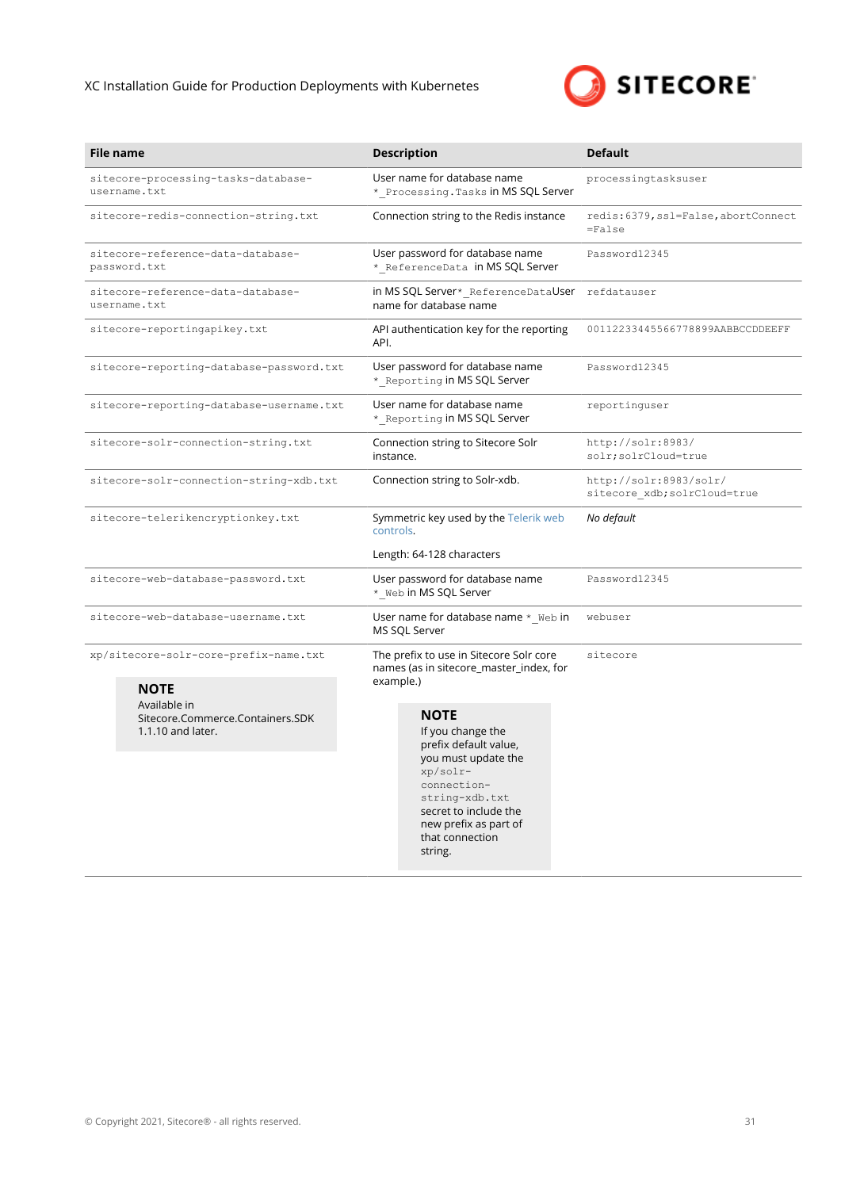| File name | Description | Default |
|---|---|---|
| `sitecore-processing-tasks-database-username.txt` | User name for database name `*_Processing.Tasks` in MS SQL Server | `processingtasksuser` |
| `sitecore-redis-connection-string.txt` | Connection string to the Redis instance | `redis:6379,ssl=False,abortConnect=False` |
| `sitecore-reference-data-database-password.txt` | User password for database name `*_ReferenceData` in MS SQL Server | `Password12345` |
| `sitecore-reference-data-database-username.txt` | in MS SQL Server`*_ReferenceData`User name for database name | `refdatauser` |
| `sitecore-reportingapikey.txt` | API authentication key for the reporting API. | `00112233445566778899AABBCCDDEEFF` |
| `sitecore-reporting-database-password.txt` | User password for database name `*_Reporting` in MS SQL Server | `Password12345` |
| `sitecore-reporting-database-username.txt` | User name for database name `*_Reporting` in MS SQL Server | `reportinguser` |
| `sitecore-solr-connection-string.txt` | Connection string to Sitecore Solr instance. | `http://solr:8983/solr;solrCloud=true` |
| `sitecore-solr-connection-string-xdb.txt` | Connection string to Solr-xdb. | `http://solr:8983/solr/sitecore_xdb;solrCloud=true` |
| `sitecore-telerikencryptionkey.txt` | Symmetric key used by the Telerik web controls.<br><br>Length: 64-128 characters | *No default* |
| `sitecore-web-database-password.txt` | User password for database name `*_Web` in MS SQL Server | `Password12345` |
| `sitecore-web-database-username.txt` | User name for database name `*_Web` in MS SQL Server | `webuser` |
| `xp/sitecore-solr-core-prefix-name.txt`<br><br>**NOTE**<br>Available in Sitecore.Commerce.Containers.SDK 1.1.10 and later. | The prefix to use in Sitecore Solr core names (as in sitecore_master_index, for example.)<br><br>**NOTE**<br>If you change the prefix default value, you must update the `xp/solr-connection-string-xdb.txt` secret to include the new prefix as part of that connection string. | `sitecore` |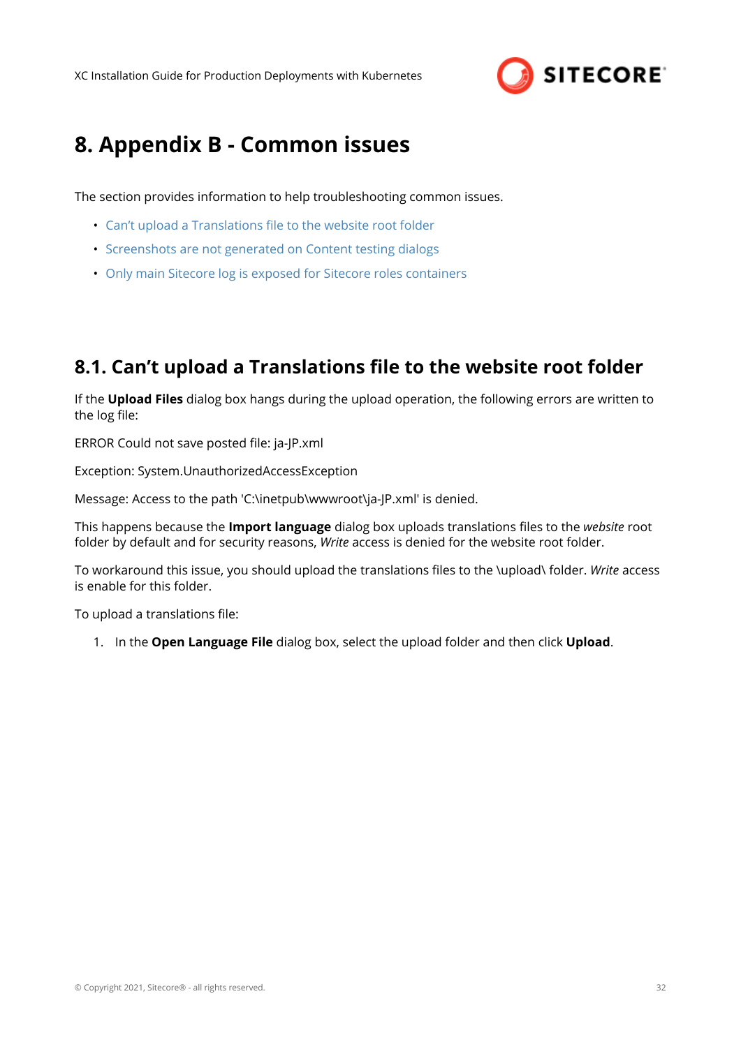# 8. Appendix B - Common issues

The section provides information to help troubleshooting common issues.

- Can't upload a Translations file to the website root folder
- Screenshots are not generated on Content testing dialogs
- Only main Sitecore log is exposed for Sitecore roles containers

## 8.1. Can't upload a Translations file to the website root folder

If the **Upload Files** dialog box hangs during the upload operation, the following errors are written to the log file:

ERROR Could not save posted file: ja-JP.xml

Exception: System.UnauthorizedAccessException

Message: Access to the path 'C:\inetpub\wwwroot\ja-JP.xml' is denied.

This happens because the **Import language** dialog box uploads translations files to the *website* root folder by default and for security reasons, *Write* access is denied for the website root folder.

To workaround this issue, you should upload the translations files to the \upload\ folder. *Write* access is enable for this folder.

To upload a translations file:

1. In the **Open Language File** dialog box, select the upload folder and then click **Upload**.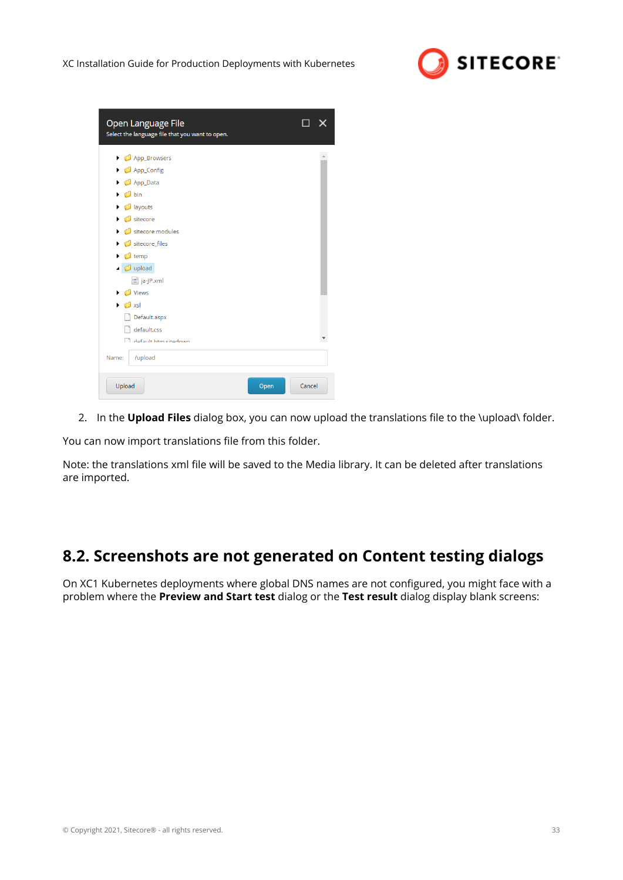2. In the **Upload Files** dialog box, you can now upload the translations file to the \upload\ folder.

You can now import translations file from this folder.

Note: the translations xml file will be saved to the Media library. It can be deleted after translations are imported.

## 8.2. Screenshots are not generated on Content testing dialogs

On XC1 Kubernetes deployments where global DNS names are not configured, you might face with a problem where the **Preview and Start test** dialog or the **Test result** dialog display blank screens: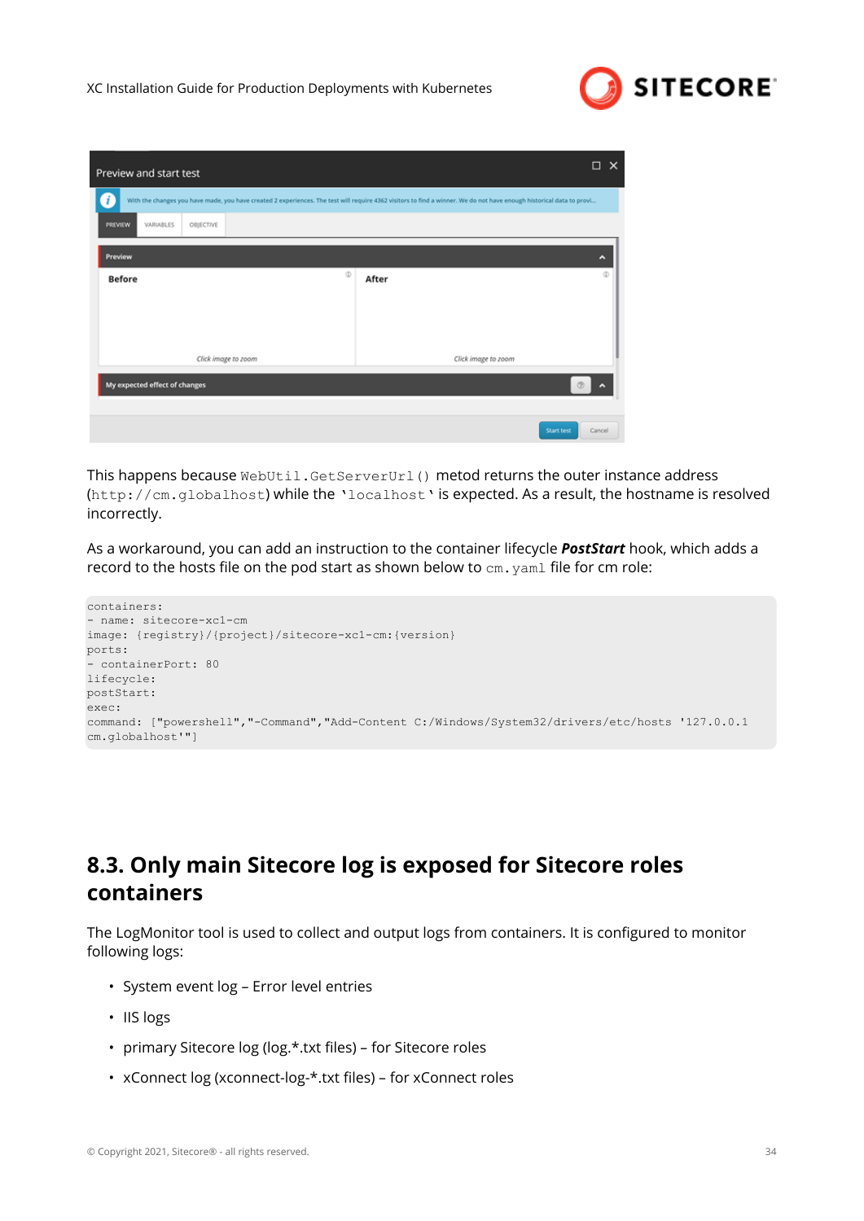This happens because `WebUtil.GetServerUrl()` metod returns the outer instance address (`http://cm.globalhost`) while the '`localhost`' is expected. As a result, the hostname is resolved incorrectly.

As a workaround, you can add an instruction to the container lifecycle ***PostStart*** hook, which adds a record to the hosts file on the pod start as shown below to `cm.yaml` file for cm role:

```
containers:
- name: sitecore-xc1-cm
image: {registry}/{project}/sitecore-xc1-cm:{version}
ports:
- containerPort: 80
lifecycle:
postStart:
exec:
command: ["powershell","-Command","Add-Content C:/Windows/System32/drivers/etc/hosts '127.0.0.1
cm.globalhost'"]
```

## 8.3. Only main Sitecore log is exposed for Sitecore roles containers

The LogMonitor tool is used to collect and output logs from containers. It is configured to monitor following logs:

- System event log – Error level entries
- IIS logs
- primary Sitecore log (log.*.txt files) – for Sitecore roles
- xConnect log (xconnect-log-*.txt files) – for xConnect roles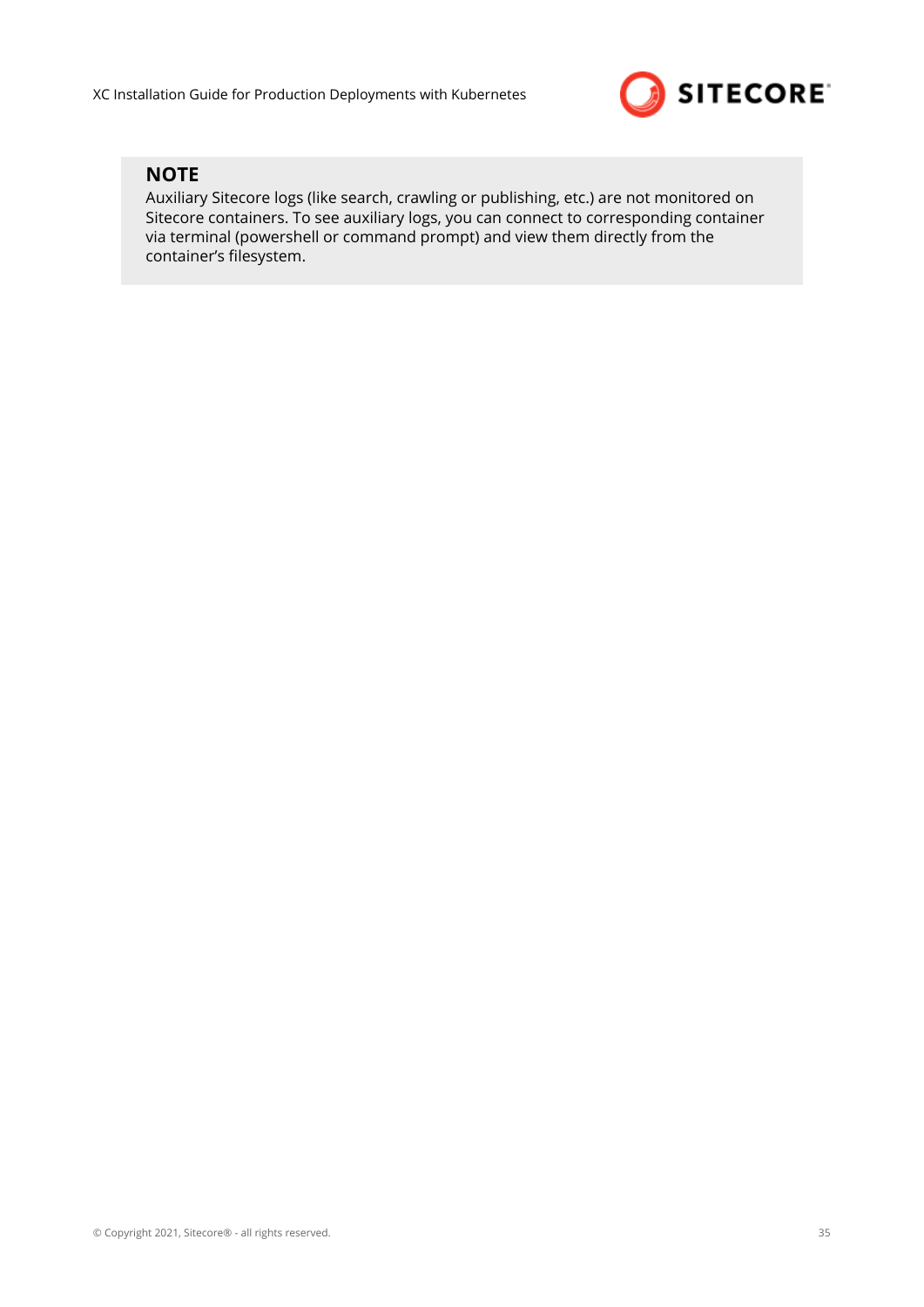**NOTE**

Auxiliary Sitecore logs (like search, crawling or publishing, etc.) are not monitored on Sitecore containers. To see auxiliary logs, you can connect to corresponding container via terminal (powershell or command prompt) and view them directly from the container's filesystem.